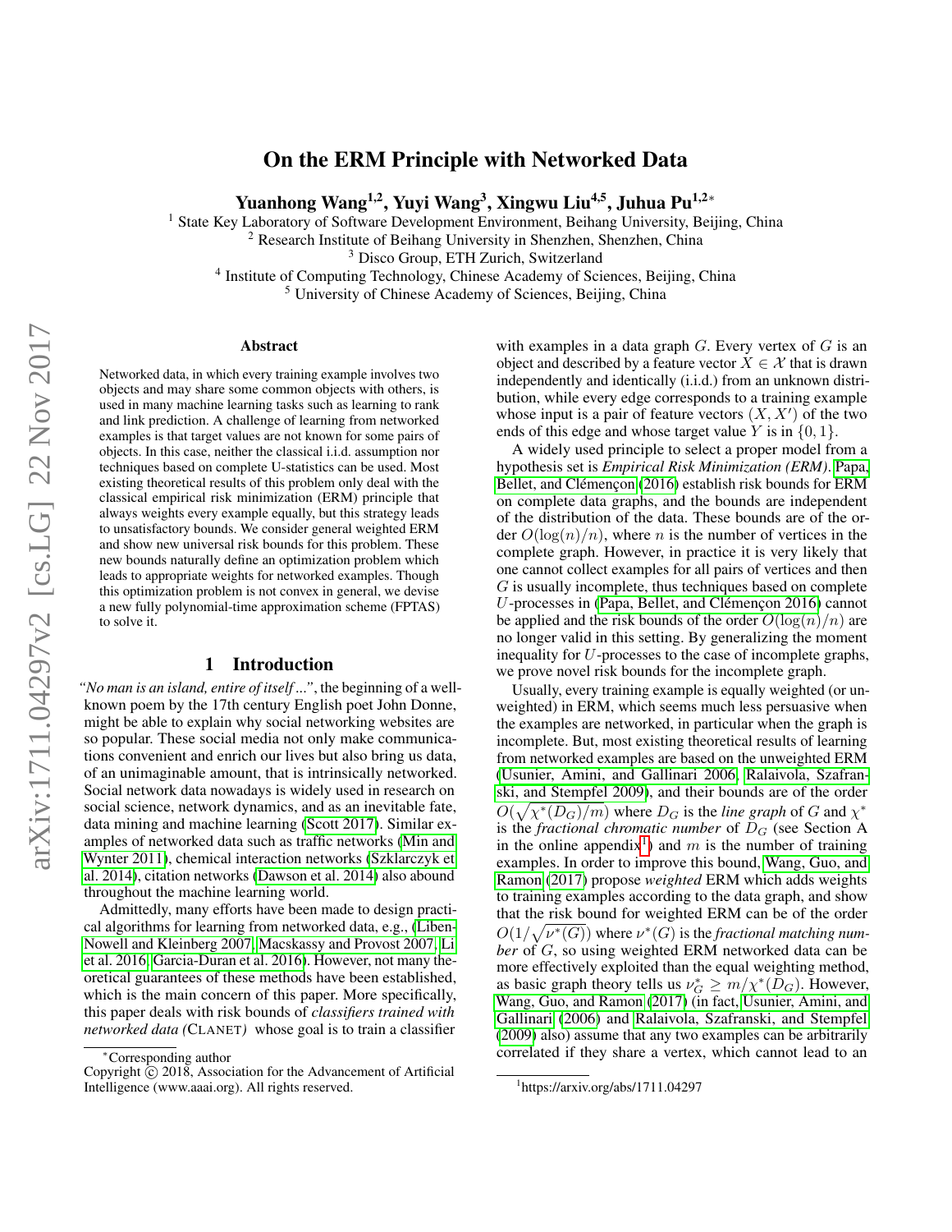# On the ERM Principle with Networked Data

**Yuanhong Wang[1,2], Yuyi Wang[3], Xingwu Liu[4,5], Juhua Pu[1,2]***

[1] State Key Laboratory of Software Development Environment, Beihang University, Beijing, China
[2] Research Institute of Beihang University in Shenzhen, Shenzhen, China
[3] Disco Group, ETH Zurich, Switzerland
[4] Institute of Computing Technology, Chinese Academy of Sciences, Beijing, China
[5] University of Chinese Academy of Sciences, Beijing, China

## Abstract

Networked data, in which every training example involves two objects and may share some common objects with others, is used in many machine learning tasks such as learning to rank and link prediction. A challenge of learning from networked examples is that target values are not known for some pairs of objects. In this case, neither the classical i.i.d. assumption nor techniques based on complete U-statistics can be used. Most existing theoretical results of this problem only deal with the classical empirical risk minimization (ERM) principle that always weights every example equally, but this strategy leads to unsatisfactory bounds. We consider general weighted ERM and show new universal risk bounds for this problem. These new bounds naturally define an optimization problem which leads to appropriate weights for networked examples. Though this optimization problem is not convex in general, we devise a new fully polynomial-time approximation scheme (FPTAS) to solve it.

## 1 Introduction

*"No man is an island, entire of itself ..."*, the beginning of a well-known poem by the 17th century English poet John Donne, might be able to explain why social networking websites are so popular. These social media not only make communications convenient and enrich our lives but also bring us data, of an unimaginable amount, that is intrinsically networked. Social network data nowadays is widely used in research on social science, network dynamics, and as an inevitable fate, data mining and machine learning (Scott 2017). Similar examples of networked data such as traffic networks (Min and Wynter 2011), chemical interaction networks (Szklarczyk et al. 2014), citation networks (Dawson et al. 2014) also abound throughout the machine learning world.

Admittedly, many efforts have been made to design practical algorithms for learning from networked data, e.g., (Liben-Nowell and Kleinberg 2007; Macskassy and Provost 2007; Li et al. 2016; Garcia-Duran et al. 2016). However, not many theoretical guarantees of these methods have been established, which is the main concern of this paper. More specifically, this paper deals with risk bounds of *classifiers trained with networked data (*CLANET*)* whose goal is to train a classifier with examples in a data graph $G$. Every vertex of $G$ is an object and described by a feature vector $X \in \mathcal{X}$ that is drawn independently and identically (i.i.d.) from an unknown distribution, while every edge corresponds to a training example whose input is a pair of feature vectors $(X, X')$ of the two ends of this edge and whose target value $Y$ is in $\{0, 1\}$.

A widely used principle to select a proper model from a hypothesis set is *Empirical Risk Minimization (ERM)*. Papa, Bellet, and Clémençon (2016) establish risk bounds for ERM on complete data graphs, and the bounds are independent of the distribution of the data. These bounds are of the order $O(\log(n)/n)$, where $n$ is the number of vertices in the complete graph. However, in practice it is very likely that one cannot collect examples for all pairs of vertices and then $G$ is usually incomplete, thus techniques based on complete $U$-processes in (Papa, Bellet, and Clémençon 2016) cannot be applied and the risk bounds of the order $O(\log(n)/n)$ are no longer valid in this setting. By generalizing the moment inequality for $U$-processes to the case of incomplete graphs, we prove novel risk bounds for the incomplete graph.

Usually, every training example is equally weighted (or unweighted) in ERM, which seems much less persuasive when the examples are networked, in particular when the graph is incomplete. But, most existing theoretical results of learning from networked examples are based on the unweighted ERM (Usunier, Amini, and Gallinari 2006; Ralaivola, Szafranski, and Stempfel 2009), and their bounds are of the order $O(\sqrt{\chi^*(D_G)/m})$ where $D_G$ is the *line graph* of $G$ and $\chi^*$ is the *fractional chromatic number* of $D_G$ (see Section A in the online appendix[1]) and $m$ is the number of training examples. In order to improve this bound, Wang, Guo, and Ramon (2017) propose *weighted* ERM which adds weights to training examples according to the data graph, and show that the risk bound for weighted ERM can be of the order $O(1/\sqrt{\nu^*(G)})$ where $\nu^*(G)$ is the *fractional matching number* of $G$, so using weighted ERM networked data can be more effectively exploited than the equal weighting method, as basic graph theory tells us $\nu_G^* \geq m/\chi^*(D_G)$. However, Wang, Guo, and Ramon (2017) (in fact, Usunier, Amini, and Gallinari (2006) and Ralaivola, Szafranski, and Stempfel (2009) also) assume that any two examples can be arbitrarily correlated if they share a vertex, which cannot lead to an

*Corresponding author

Copyright © 2018, Association for the Advancement of Artificial Intelligence (www.aaai.org). All rights reserved.

[1] https://arxiv.org/abs/1711.04297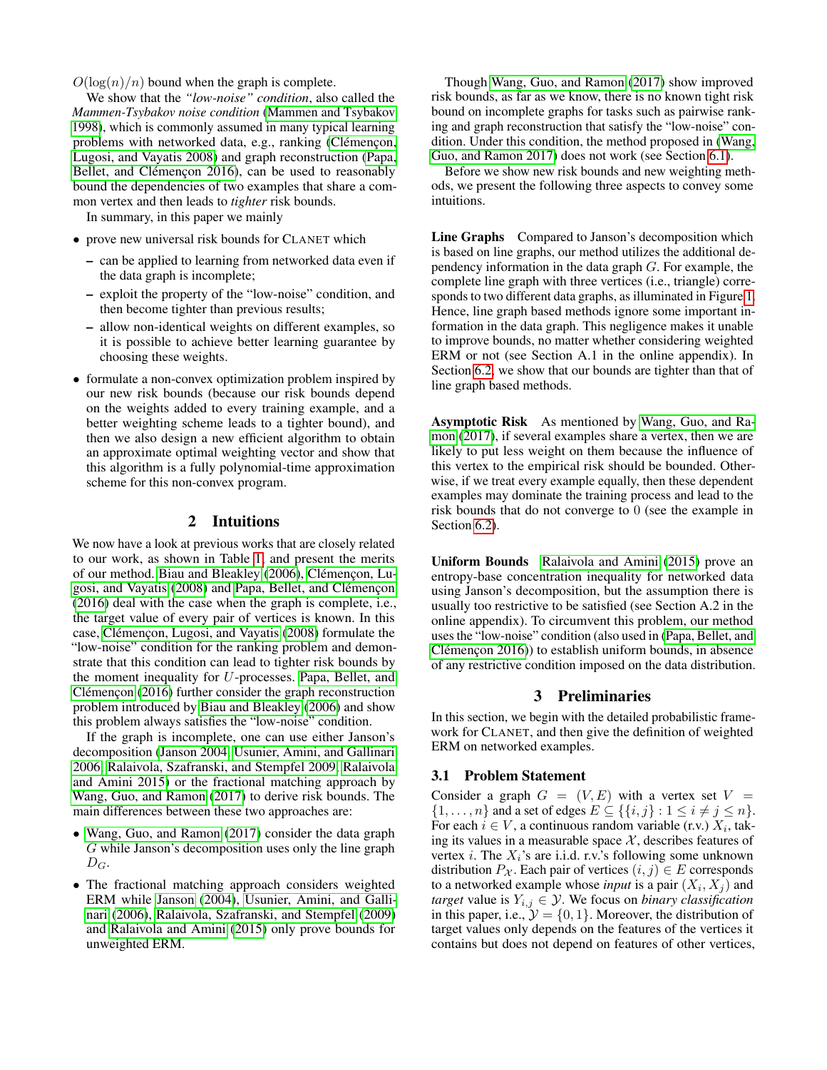$O(\log(n)/n)$ bound when the graph is complete.

We show that the *"low-noise" condition*, also called the *Mammen-Tsybakov noise condition* (Mammen and Tsybakov 1998), which is commonly assumed in many typical learning problems with networked data, e.g., ranking (Clémençon, Lugosi, and Vayatis 2008) and graph reconstruction (Papa, Bellet, and Clémençon 2016), can be used to reasonably bound the dependencies of *two* examples that share a common vertex and then leads to *tighter* risk bounds.

In summary, in this paper we mainly

- prove new universal risk bounds for CLANET which
  - can be applied to learning from networked data even if the data graph is incomplete;
  - exploit the property of the "low-noise" condition, and then become tighter than previous results;
  - allow non-identical weights on different examples, so it is possible to achieve better learning guarantee by choosing these weights.
- formulate a non-convex optimization problem inspired by our new risk bounds (because our risk bounds depend on the weights added to every training example, and a better weighting scheme leads to a tighter bound), and then we also design a new efficient algorithm to obtain an approximate optimal weighting vector and show that this algorithm is a fully polynomial-time approximation scheme for this non-convex program.

## 2 Intuitions

We now have a look at previous works that are closely related to our work, as shown in Table 1, and present the merits of our method. Biau and Bleakley (2006), Clémençon, Lugosi, and Vayatis (2008) and Papa, Bellet, and Clémençon (2016) deal with the case when the graph is complete, i.e., the target value of every pair of vertices is known. In this case, Clémençon, Lugosi, and Vayatis (2008) formulate the "low-noise" condition for the ranking problem and demonstrate that this condition can lead to tighter risk bounds by the moment inequality for $U$-processes. Papa, Bellet, and Clémençon (2016) further consider the graph reconstruction problem introduced by Biau and Bleakley (2006) and show this problem always satisfies the "low-noise" condition.

If the graph is incomplete, one can use either Janson's decomposition (Janson 2004; Usunier, Amini, and Gallinari 2006; Ralaivola, Szafranski, and Stempfel 2009; Ralaivola and Amini 2015) or the fractional matching approach by Wang, Guo, and Ramon (2017) to derive risk bounds. The main differences between these two approaches are:

- Wang, Guo, and Ramon (2017) consider the data graph $G$ while Janson's decomposition uses only the line graph $D_G$.
- The fractional matching approach considers weighted ERM while Janson (2004), Usunier, Amini, and Gallinari (2006), Ralaivola, Szafranski, and Stempfel (2009) and Ralaivola and Amini (2015) only prove bounds for unweighted ERM.

Though Wang, Guo, and Ramon (2017) show improved risk bounds, as far as we know, there is no known tight risk bound on incomplete graphs for tasks such as pairwise ranking and graph reconstruction that satisfy the "low-noise" condition. Under this condition, the method proposed in (Wang, Guo, and Ramon 2017) does not work (see Section 6.1).

Before we show new risk bounds and new weighting methods, we present the following three aspects to convey some intuitions.

**Line Graphs** Compared to Janson's decomposition which is based on line graphs, our method utilizes the additional dependency information in the data graph $G$. For example, the complete line graph with three vertices (i.e., triangle) corresponds to two different data graphs, as illuminated in Figure 1. Hence, line graph based methods ignore some important information in the data graph. This negligence makes it unable to improve bounds, no matter whether considering weighted ERM or not (see Section A.1 in the online appendix). In Section 6.2, we show that our bounds are tighter than that of line graph based methods.

**Asymptotic Risk** As mentioned by Wang, Guo, and Ramon (2017), if several examples share a vertex, then we are likely to put less weight on them because the influence of this vertex to the empirical risk should be bounded. Otherwise, if we treat every example equally, then these dependent examples may dominate the training process and lead to the risk bounds that do not converge to 0 (see the example in Section 6.2).

**Uniform Bounds** Ralaivola and Amini (2015) prove an entropy-base concentration inequality for networked data using Janson's decomposition, but the assumption there is usually too restrictive to be satisfied (see Section A.2 in the online appendix). To circumvent this problem, our method uses the "low-noise" condition (also used in (Papa, Bellet, and Clémençon 2016)) to establish uniform bounds, in absence of any restrictive condition imposed on the data distribution.

## 3 Preliminaries

In this section, we begin with the detailed probabilistic framework for CLANET, and then give the definition of weighted ERM on networked examples.

### 3.1 Problem Statement

Consider a graph $G = (V, E)$ with a vertex set $V = \{1, \ldots, n\}$ and a set of edges $E \subseteq \{\{i, j\} : 1 \leq i \neq j \leq n\}$. For each $i \in V$, a continuous random variable (r.v.) $X_i$, taking its values in a measurable space $\mathcal{X}$, describes features of vertex $i$. The $X_i$'s are i.i.d. r.v.'s following some unknown distribution $P_{\mathcal{X}}$. Each pair of vertices $(i, j) \in E$ corresponds to a networked example whose *input* is a pair $(X_i, X_j)$ and *target* value is $Y_{i,j} \in \mathcal{Y}$. We focus on *binary classification* in this paper, i.e., $\mathcal{Y} = \{0, 1\}$. Moreover, the distribution of target values only depends on the features of the vertices it contains but does not depend on features of other vertices,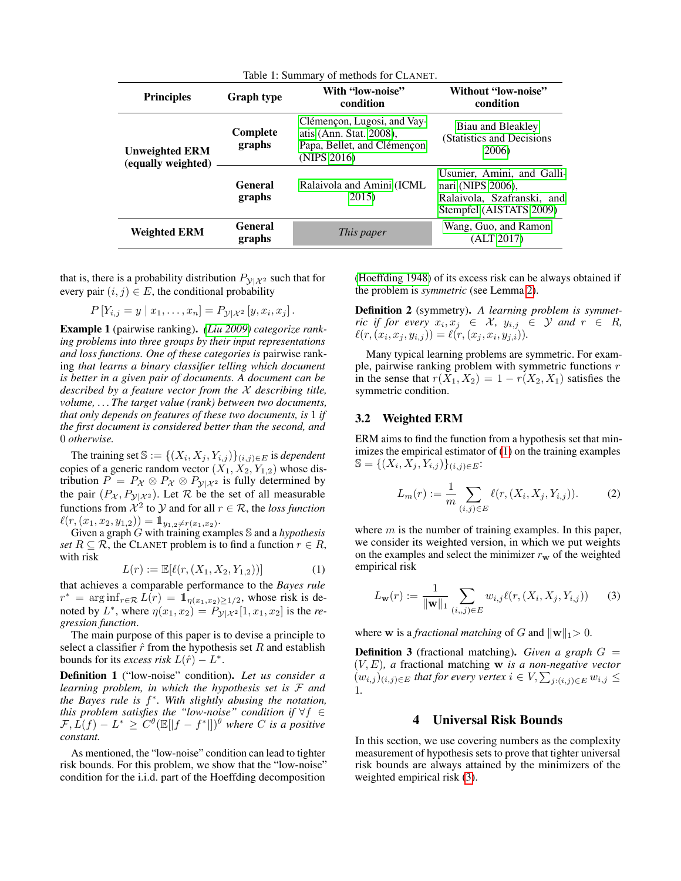Table 1: Summary of methods for CLANET.

| Principles | Graph type | With "low-noise" condition | Without "low-noise" condition |
|---|---|---|---|
| **Unweighted ERM (equally weighted)** | **Complete graphs** | Clémençon, Lugosi, and Vayatis (Ann. Stat. 2008), Papa, Bellet, and Clémençon (NIPS 2016) | Biau and Bleakley (Statistics and Decisions 2006) |
| | **General graphs** | Ralaivola and Amini (ICML 2015) | Usunier, Amini, and Gallinari (NIPS 2006), Ralaivola, Szafranski, and Stempfel (AISTATS 2009) |
| **Weighted ERM** | **General graphs** | *This paper* | Wang, Guo, and Ramon (ALT 2017) |

that is, there is a probability distribution $P_{\mathcal{Y}|\mathcal{X}^2}$ such that for every pair $(i,j) \in E$, the conditional probability

$$P\left[Y_{i,j} = y \mid x_1, \ldots, x_n\right] = P_{\mathcal{Y}|\mathcal{X}^2}\left[y, x_i, x_j\right].$$

**Example 1** (pairwise ranking). *(Liu 2009) categorize ranking problems into three groups by their input representations and loss functions. One of these categories is* pairwise ranking *that learns a binary classifier telling which document is better in a given pair of documents. A document can be described by a feature vector from the $\mathcal{X}$ describing title, volume, . . . The target value (rank) between two documents, that only depends on features of these two documents, is* 1 *if the first document is considered better than the second, and* 0 *otherwise.*

The training set $\mathbb{S} := \{(X_i, X_j, Y_{i,j})\}_{(i,j)\in E}$ is *dependent* copies of a generic random vector $(X_1, X_2, Y_{1,2})$ whose distribution $P = P_{\mathcal{X}} \otimes P_{\mathcal{X}} \otimes P_{\mathcal{Y}|\mathcal{X}^2}$ is fully determined by the pair $(P_{\mathcal{X}}, P_{\mathcal{Y}|\mathcal{X}^2})$. Let $\mathcal{R}$ be the set of all measurable functions from $\mathcal{X}^2$ to $\mathcal{Y}$ and for all $r \in \mathcal{R}$, the *loss function* $\ell(r, (x_1, x_2, y_{1,2})) = \mathbb{1}_{y_{1,2} \neq r(x_1,x_2)}$.

Given a graph $G$ with training examples $\mathbb{S}$ and a *hypothesis set* $R \subseteq \mathcal{R}$, the CLANET problem is to find a function $r \in R$, with risk

$$L(r) := \mathbb{E}[\ell(r, (X_1, X_2, Y_{1,2}))] \tag{1}$$

that achieves a comparable performance to the *Bayes rule* $r^* = \arg\inf_{r\in\mathcal{R}} L(r) = \mathbb{1}_{\eta(x_1,x_2)\geq 1/2}$, whose risk is denoted by $L^*$, where $\eta(x_1, x_2) = P_{\mathcal{Y}|\mathcal{X}^2}[1, x_1, x_2]$ is the *regression function*.

The main purpose of this paper is to devise a principle to select a classifier $\hat{r}$ from the hypothesis set $R$ and establish bounds for its *excess risk* $L(\hat{r}) - L^*$.

**Definition 1** ("low-noise" condition). *Let us consider a learning problem, in which the hypothesis set is $\mathcal{F}$ and the Bayes rule is $f^*$. With slightly abusing the notation, this problem satisfies the "low-noise" condition if $\forall f \in \mathcal{F}, L(f) - L^* \geq C^\theta(\mathbb{E}[|f - f^*|])^\theta$ where $C$ is a positive constant.*

As mentioned, the "low-noise" condition can lead to tighter risk bounds. For this problem, we show that the "low-noise" condition for the i.i.d. part of the Hoeffding decomposition (Hoeffding 1948) of its excess risk can be always obtained if the problem is *symmetric* (see Lemma 2).

**Definition 2** (symmetry). *A learning problem is symmetric if for every $x_i, x_j \in \mathcal{X}$, $y_{i,j} \in \mathcal{Y}$ and $r \in R$, $\ell(r, (x_i, x_j, y_{i,j})) = \ell(r, (x_j, x_i, y_{j,i}))$.*

Many typical learning problems are symmetric. For example, pairwise ranking problem with symmetric functions $r$ in the sense that $r(X_1, X_2) = 1 - r(X_2, X_1)$ satisfies the symmetric condition.

### 3.2 Weighted ERM

ERM aims to find the function from a hypothesis set that minimizes the empirical estimator of (1) on the training examples $\mathbb{S} = \{(X_i, X_j, Y_{i,j})\}_{(i,j)\in E}$:

$$L_m(r) := \frac{1}{m} \sum_{(i,j)\in E} \ell(r, (X_i, X_j, Y_{i,j})). \tag{2}$$

where $m$ is the number of training examples. In this paper, we consider its weighted version, in which we put weights on the examples and select the minimizer $r_{\mathbf{w}}$ of the weighted empirical risk

$$L_{\mathbf{w}}(r) := \frac{1}{\|\mathbf{w}\|_1} \sum_{(i,j)\in E} w_{i,j} \ell(r, (X_i, X_j, Y_{i,j})) \tag{3}$$

where $\mathbf{w}$ is a *fractional matching* of $G$ and $\|\mathbf{w}\|_1 > 0$.

**Definition 3** (fractional matching). *Given a graph $G = (V, E)$, a* fractional matching $\mathbf{w}$ *is a non-negative vector $(w_{i,j})_{(i,j)\in E}$ that for every vertex $i \in V, \sum_{j:(i,j)\in E} w_{i,j} \leq 1$.*

## 4 Universal Risk Bounds

In this section, we use covering numbers as the complexity measurement of hypothesis sets to prove that tighter universal risk bounds are always attained by the minimizers of the weighted empirical risk (3).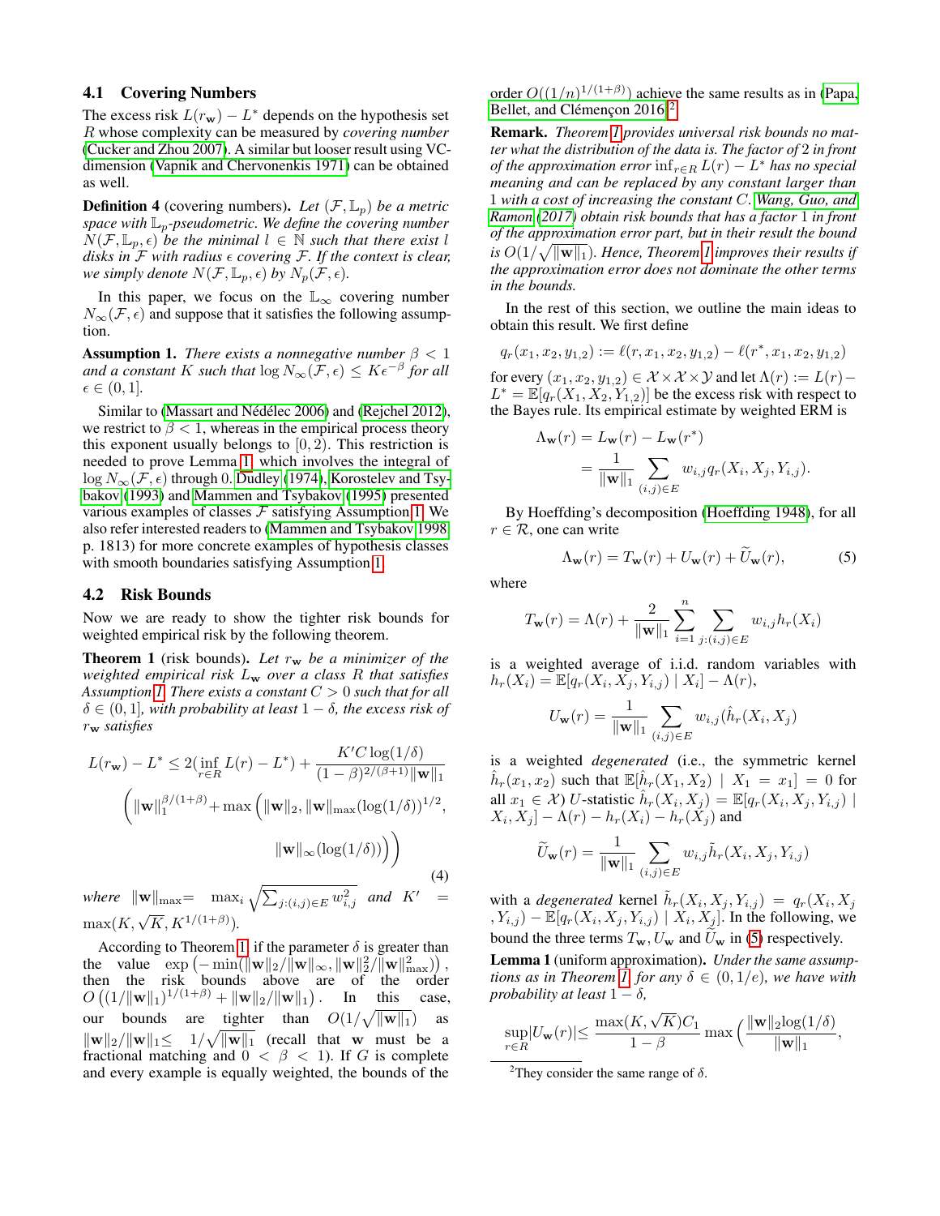### 4.1 Covering Numbers

The excess risk $L(r_{\mathbf{w}}) - L^*$ depends on the hypothesis set $R$ whose complexity can be measured by *covering number* (Cucker and Zhou 2007). A similar but looser result using VC-dimension (Vapnik and Chervonenkis 1971) can be obtained as well.

**Definition 4** (covering numbers). *Let $(\mathcal{F}, \mathbb{L}_p)$ be a metric space with $\mathbb{L}_p$-pseudometric. We define the covering number $N(\mathcal{F}, \mathbb{L}_p, \epsilon)$ be the minimal $l \in \mathbb{N}$ such that there exist $l$ disks in $\mathcal{F}$ with radius $\epsilon$ covering $\mathcal{F}$. If the context is clear, we simply denote $N(\mathcal{F}, \mathbb{L}_p, \epsilon)$ by $N_p(\mathcal{F}, \epsilon)$.*

In this paper, we focus on the $\mathbb{L}_\infty$ covering number $N_\infty(\mathcal{F}, \epsilon)$ and suppose that it satisfies the following assumption.

**Assumption 1.** *There exists a nonnegative number $\beta < 1$ and a constant $K$ such that $\log N_\infty(\mathcal{F}, \epsilon) \le K\epsilon^{-\beta}$ for all $\epsilon \in (0, 1]$.*

Similar to (Massart and Nédélec 2006) and (Rejchel 2012), we restrict to $\beta < 1$, whereas in the empirical process theory this exponent usually belongs to $[0, 2)$. This restriction is needed to prove Lemma 1, which involves the integral of $\log N_\infty(\mathcal{F}, \epsilon)$ through 0. Dudley (1974), Korostelev and Tsybakov (1993) and Mammen and Tsybakov (1995) presented various examples of classes $\mathcal{F}$ satisfying Assumption 1. We also refer interested readers to (Mammen and Tsybakov 1998, p. 1813) for more concrete examples of hypothesis classes with smooth boundaries satisfying Assumption 1.

### 4.2 Risk Bounds

Now we are ready to show the tighter risk bounds for weighted empirical risk by the following theorem.

**Theorem 1** (risk bounds). *Let $r_{\mathbf{w}}$ be a minimizer of the weighted empirical risk $L_{\mathbf{w}}$ over a class $R$ that satisfies Assumption 1. There exists a constant $C > 0$ such that for all $\delta \in (0, 1]$, with probability at least $1 - \delta$, the excess risk of $r_{\mathbf{w}}$ satisfies*

$$L(r_{\mathbf{w}}) - L^* \le 2(\inf_{r \in R} L(r) - L^*) + \frac{K' C \log(1/\delta)}{(1-\beta)^{2/(\beta+1)} \|\mathbf{w}\|_1} \left( \|\mathbf{w}\|_1^{\beta/(1+\beta)} + \max\left( \|\mathbf{w}\|_2, \|\mathbf{w}\|_{\max} (\log(1/\delta))^{1/2}, \|\mathbf{w}\|_\infty (\log(1/\delta)) \right) \right) \tag{4}$$

*where $\|\mathbf{w}\|_{\max} = \max_i \sqrt{\sum_{j:(i,j)\in E} w_{i,j}^2}$ and $K' = \max(K, \sqrt{K}, K^{1/(1+\beta)})$.*

According to Theorem 1, if the parameter $\delta$ is greater than the value $\exp\left(-\min(\|\mathbf{w}\|_2/\|\mathbf{w}\|_\infty, \|\mathbf{w}\|_2^2/\|\mathbf{w}\|_{\max}^2)\right)$, then the risk bounds above are of the order $O\left((1/\|\mathbf{w}\|_1)^{1/(1+\beta)} + \|\mathbf{w}\|_2/\|\mathbf{w}\|_1\right)$. In this case, our bounds are tighter than $O(1/\sqrt{\|\mathbf{w}\|_1})$ as $\|\mathbf{w}\|_2/\|\mathbf{w}\|_1 \le 1/\sqrt{\|\mathbf{w}\|_1}$ (recall that $\mathbf{w}$ must be a fractional matching and $0 < \beta < 1$). If $G$ is complete and every example is equally weighted, the bounds of the order $O((1/n)^{1/(1+\beta)})$ achieve the same results as in (Papa, Bellet, and Clémençon 2016)[2].

**Remark.** *Theorem 1 provides universal risk bounds no matter what the distribution of the data is. The factor of 2 in front of the approximation error $\inf_{r\in R} L(r) - L^*$ has no special meaning and can be replaced by any constant larger than 1 with a cost of increasing the constant $C$. Wang, Guo, and Ramon (2017) obtain risk bounds that has a factor 1 in front of the approximation error part, but in their result the bound is $O(1/\sqrt{\|\mathbf{w}\|_1})$. Hence, Theorem 1 improves their results if the approximation error does not dominate the other terms in the bounds.*

In the rest of this section, we outline the main ideas to obtain this result. We first define

$$q_r(x_1, x_2, y_{1,2}) := \ell(r, x_1, x_2, y_{1,2}) - \ell(r^*, x_1, x_2, y_{1,2})$$

for every $(x_1, x_2, y_{1,2}) \in \mathcal{X} \times \mathcal{X} \times \mathcal{Y}$ and let $\Lambda(r) := L(r) - L^* = \mathbb{E}[q_r(X_1, X_2, Y_{1,2})]$ be the excess risk with respect to the Bayes rule. Its empirical estimate by weighted ERM is

$$\Lambda_{\mathbf{w}}(r) = L_{\mathbf{w}}(r) - L_{\mathbf{w}}(r^*) = \frac{1}{\|\mathbf{w}\|_1} \sum_{(i,j)\in E} w_{i,j} q_r(X_i, X_j, Y_{i,j}).$$

By Hoeffding's decomposition (Hoeffding 1948), for all $r \in \mathcal{R}$, one can write

$$\Lambda_{\mathbf{w}}(r) = T_{\mathbf{w}}(r) + U_{\mathbf{w}}(r) + \widetilde{U}_{\mathbf{w}}(r), \tag{5}$$

where

$$T_{\mathbf{w}}(r) = \Lambda(r) + \frac{2}{\|\mathbf{w}\|_1} \sum_{i=1}^{n} \sum_{j:(i,j)\in E} w_{i,j} h_r(X_i)$$

is a weighted average of i.i.d. random variables with $h_r(X_i) = \mathbb{E}[q_r(X_i, X_j, Y_{i,j}) \mid X_i] - \Lambda(r)$,

$$U_{\mathbf{w}}(r) = \frac{1}{\|\mathbf{w}\|_1} \sum_{(i,j)\in E} w_{i,j} (\hat{h}_r(X_i, X_j))$$

is a weighted *degenerated* (i.e., the symmetric kernel $\hat{h}_r(x_1, x_2)$ such that $\mathbb{E}[\hat{h}_r(X_1, X_2) \mid X_1 = x_1] = 0$ for all $x_1 \in \mathcal{X}$) $U$-statistic $\hat{h}_r(X_i, X_j) = \mathbb{E}[q_r(X_i, X_j, Y_{i,j}) \mid X_i, X_j] - \Lambda(r) - h_r(X_i) - h_r(X_j)$ and

$$\widetilde{U}_{\mathbf{w}}(r) = \frac{1}{\|\mathbf{w}\|_1} \sum_{(i,j)\in E} w_{i,j} \tilde{h}_r(X_i, X_j, Y_{i,j})$$

with a *degenerated* kernel $\tilde{h}_r(X_i, X_j, Y_{i,j}) = q_r(X_i, X_j, Y_{i,j}) - \mathbb{E}[q_r(X_i, X_j, Y_{i,j}) \mid X_i, X_j]$. In the following, we bound the three terms $T_{\mathbf{w}}, U_{\mathbf{w}}$ and $\widetilde{U}_{\mathbf{w}}$ in (5) respectively.

**Lemma 1** (uniform approximation). *Under the same assumptions as in Theorem 1, for any $\delta \in (0, 1/e)$, we have with probability at least $1 - \delta$,*

$$\sup_{r\in R} |U_{\mathbf{w}}(r)| \le \frac{\max(K, \sqrt{K}) C_1}{1-\beta} \max\Big( \frac{\|\mathbf{w}\|_2 \log(1/\delta)}{\|\mathbf{w}\|_1},$$

[2] They consider the same range of $\delta$.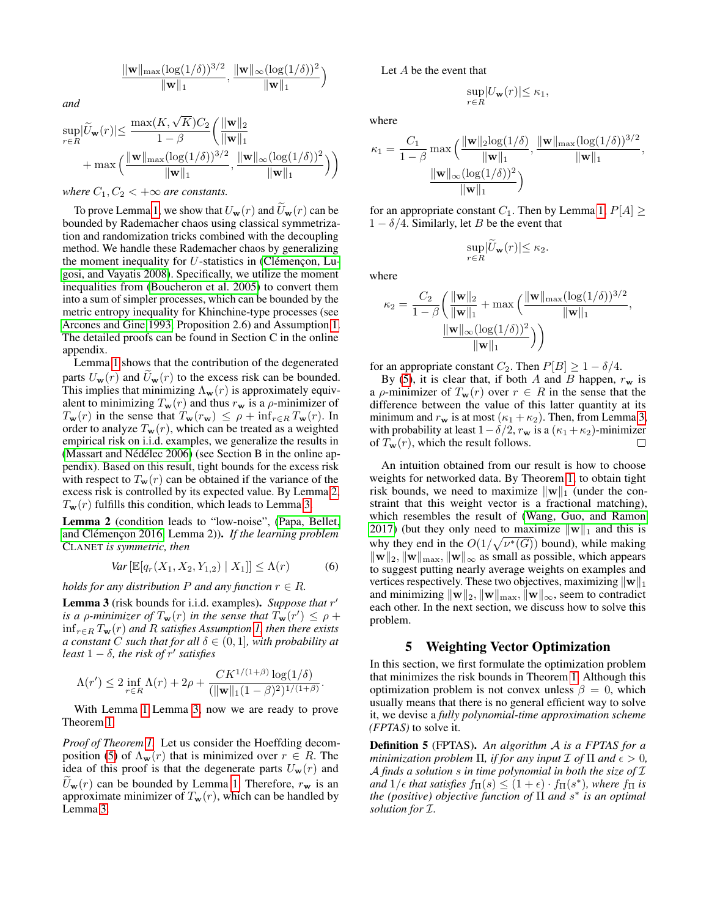$$\frac{\|\mathbf{w}\|_{\max}(\log(1/\delta))^{3/2}}{\|\mathbf{w}\|_1}, \frac{\|\mathbf{w}\|_\infty(\log(1/\delta))^2}{\|\mathbf{w}\|_1}\Big)$$

*and*

$$\sup_{r\in R}|\widetilde{U}_{\mathbf{w}}(r)| \leq \frac{\max(K, \sqrt{K})C_2}{1-\beta}\Big(\frac{\|\mathbf{w}\|_2}{\|\mathbf{w}\|_1} + \max\Big(\frac{\|\mathbf{w}\|_{\max}(\log(1/\delta))^{3/2}}{\|\mathbf{w}\|_1}, \frac{\|\mathbf{w}\|_\infty(\log(1/\delta))^2}{\|\mathbf{w}\|_1}\Big)\Big)$$

*where $C_1, C_2 < +\infty$ are constants.*

To prove Lemma 1, we show that $U_{\mathbf{w}}(r)$ and $\widetilde{U}_{\mathbf{w}}(r)$ can be bounded by Rademacher chaos using classical symmetrization and randomization tricks combined with the decoupling method. We handle these Rademacher chaos by generalizing the moment inequality for $U$-statistics in (Clémençon, Lugosi, and Vayatis 2008). Specifically, we utilize the moment inequalities from (Boucheron et al. 2005) to convert them into a sum of simpler processes, which can be bounded by the metric entropy inequality for Khinchine-type processes (see Arcones and Gine 1993, Proposition 2.6) and Assumption 1. The detailed proofs can be found in Section C in the online appendix.

Lemma 1 shows that the contribution of the degenerated parts $U_{\mathbf{w}}(r)$ and $\widetilde{U}_{\mathbf{w}}(r)$ to the excess risk can be bounded. This implies that minimizing $\Lambda_{\mathbf{w}}(r)$ is approximately equivalent to minimizing $T_{\mathbf{w}}(r)$ and thus $r_{\mathbf{w}}$ is a $\rho$-minimizer of $T_{\mathbf{w}}(r)$ in the sense that $T_{\mathbf{w}}(r_{\mathbf{w}}) \leq \rho + \inf_{r\in R} T_{\mathbf{w}}(r)$. In order to analyze $T_{\mathbf{w}}(r)$, which can be treated as a weighted empirical risk on i.i.d. examples, we generalize the results in (Massart and Nédélec 2006) (see Section B in the online appendix). Based on this result, tight bounds for the excess risk with respect to $T_{\mathbf{w}}(r)$ can be obtained if the variance of the excess risk is controlled by its expected value. By Lemma 2, $T_{\mathbf{w}}(r)$ fulfills this condition, which leads to Lemma 3.

**Lemma 2** (condition leads to "low-noise", (Papa, Bellet, and Clémençon 2016, Lemma 2)). *If the learning problem* CLANET *is symmetric, then*

$$Var\left[\mathbb{E}[q_r(X_1, X_2, Y_{1,2}) \mid X_1]\right] \leq \Lambda(r) \tag{6}$$

*holds for any distribution $P$ and any function $r \in R$.*

**Lemma 3** (risk bounds for i.i.d. examples). *Suppose that $r'$ is a $\rho$-minimizer of $T_{\mathbf{w}}(r)$ in the sense that $T_{\mathbf{w}}(r') \leq \rho + \inf_{r\in R} T_{\mathbf{w}}(r)$ and $R$ satisfies Assumption 1, then there exists a constant $C$ such that for all $\delta \in (0, 1]$, with probability at least $1-\delta$, the risk of $r'$ satisfies*

$$\Lambda(r') \leq 2\inf_{r\in R}\Lambda(r) + 2\rho + \frac{CK^{1/(1+\beta)}\log(1/\delta)}{(\|\mathbf{w}\|_1(1-\beta)^2)^{1/(1+\beta)}}.$$

With Lemma 1 Lemma 3, now we are ready to prove Theorem 1.

*Proof of Theorem 1.* Let us consider the Hoeffding decomposition (5) of $\Lambda_{\mathbf{w}}(r)$ that is minimized over $r \in R$. The idea of this proof is that the degenerate parts $U_{\mathbf{w}}(r)$ and $\widetilde{U}_{\mathbf{w}}(r)$ can be bounded by Lemma 1. Therefore, $r_{\mathbf{w}}$ is an approximate minimizer of $T_{\mathbf{w}}(r)$, which can be handled by Lemma 3.

Let $A$ be the event that

$$\sup_{r\in R}|U_{\mathbf{w}}(r)| \leq \kappa_1,$$

where

$$\kappa_1 = \frac{C_1}{1-\beta}\max\Big(\frac{\|\mathbf{w}\|_2\log(1/\delta)}{\|\mathbf{w}\|_1}, \frac{\|\mathbf{w}\|_{\max}(\log(1/\delta))^{3/2}}{\|\mathbf{w}\|_1}, \frac{\|\mathbf{w}\|_\infty(\log(1/\delta))^2}{\|\mathbf{w}\|_1}\Big)$$

for an appropriate constant $C_1$. Then by Lemma 1, $P[A] \geq 1-\delta/4$. Similarly, let $B$ be the event that

$$\sup_{r\in R}|\widetilde{U}_{\mathbf{w}}(r)| \leq \kappa_2.$$

where

$$\kappa_2 = \frac{C_2}{1-\beta}\Big(\frac{\|\mathbf{w}\|_2}{\|\mathbf{w}\|_1} + \max\Big(\frac{\|\mathbf{w}\|_{\max}(\log(1/\delta))^{3/2}}{\|\mathbf{w}\|_1}, \frac{\|\mathbf{w}\|_\infty(\log(1/\delta))^2}{\|\mathbf{w}\|_1}\Big)\Big)$$

for an appropriate constant $C_2$. Then $P[B] \geq 1-\delta/4$.

By (5), it is clear that, if both $A$ and $B$ happen, $r_{\mathbf{w}}$ is a $\rho$-minimizer of $T_{\mathbf{w}}(r)$ over $r \in R$ in the sense that the difference between the value of this latter quantity at its minimum and $r_{\mathbf{w}}$ is at most $(\kappa_1 + \kappa_2)$. Then, from Lemma 3, with probability at least $1-\delta/2$, $r_{\mathbf{w}}$ is a $(\kappa_1+\kappa_2)$-minimizer of $T_{\mathbf{w}}(r)$, which the result follows. □

An intuition obtained from our result is how to choose weights for networked data. By Theorem 1, to obtain tight risk bounds, we need to maximize $\|\mathbf{w}\|_1$ (under the constraint that this weight vector is a fractional matching), which resembles the result of (Wang, Guo, and Ramon 2017) (but they only need to maximize $\|\mathbf{w}\|_1$ and this is why they end in the $O(1/\sqrt{\nu^*(G)})$ bound), while making $\|\mathbf{w}\|_2, \|\mathbf{w}\|_{\max}, \|\mathbf{w}\|_\infty$ as small as possible, which appears to suggest putting nearly average weights on examples and vertices respectively. These two objectives, maximizing $\|\mathbf{w}\|_1$ and minimizing $\|\mathbf{w}\|_2, \|\mathbf{w}\|_{\max}, \|\mathbf{w}\|_\infty$, seem to contradict each other. In the next section, we discuss how to solve this problem.

## 5 Weighting Vector Optimization

In this section, we first formulate the optimization problem that minimizes the risk bounds in Theorem 1. Although this optimization problem is not convex unless $\beta = 0$, which usually means that there is no general efficient way to solve it, we devise a *fully polynomial-time approximation scheme (FPTAS)* to solve it.

**Definition 5** (FPTAS). *An algorithm $\mathcal{A}$ is a FPTAS for a minimization problem $\Pi$, if for any input $\mathcal{I}$ of $\Pi$ and $\epsilon > 0$, $\mathcal{A}$ finds a solution $s$ in time polynomial in both the size of $\mathcal{I}$ and $1/\epsilon$ that satisfies $f_\Pi(s) \leq (1+\epsilon)\cdot f_\Pi(s^*)$, where $f_\Pi$ is the (positive) objective function of $\Pi$ and $s^*$ is an optimal solution for $\mathcal{I}$.*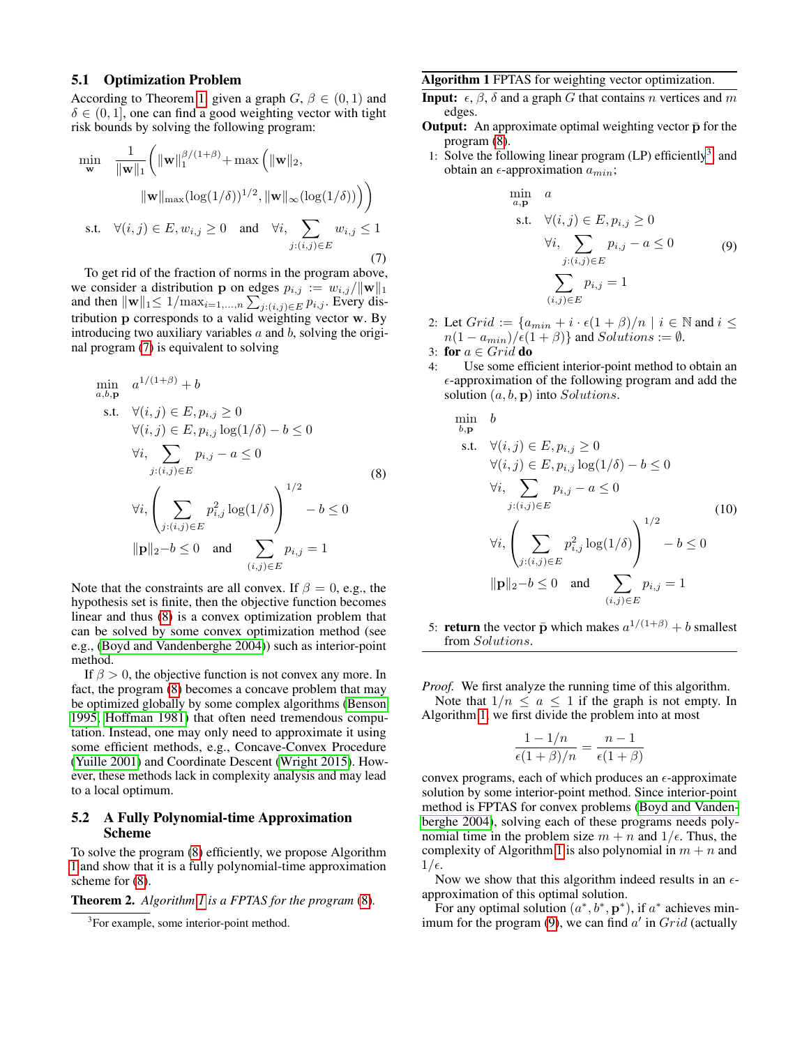### 5.1 Optimization Problem

According to Theorem 1, given a graph $G$, $\beta \in (0,1)$ and $\delta \in (0,1]$, one can find a good weighting vector with tight risk bounds by solving the following program:

$$
\begin{aligned}
\min_{\mathbf{w}} \quad & \frac{1}{\|\mathbf{w}\|_1}\Big( \|\mathbf{w}\|_1^{\beta/(1+\beta)} + \max\big( \|\mathbf{w}\|_2, \\
& \quad \|\mathbf{w}\|_{\max}(\log(1/\delta))^{1/2}, \|\mathbf{w}\|_\infty(\log(1/\delta))\big)\Big) \\
\text{s.t.} \quad & \forall (i,j) \in E, w_{i,j} \geq 0 \quad \text{and} \quad \forall i, \sum_{j:(i,j)\in E} w_{i,j} \leq 1
\end{aligned} \tag{7}
$$

To get rid of the fraction of norms in the program above, we consider a distribution $\mathbf{p}$ on edges $p_{i,j} := w_{i,j}/\|\mathbf{w}\|_1$ and then $\|\mathbf{w}\|_1 \leq 1/\max_{i=1,\ldots,n} \sum_{j:(i,j)\in E} p_{i,j}$. Every distribution $\mathbf{p}$ corresponds to a valid weighting vector $\mathbf{w}$. By introducing two auxiliary variables $a$ and $b$, solving the original program (7) is equivalent to solving

$$
\begin{aligned}
\min_{a,b,\mathbf{p}} \quad & a^{1/(1+\beta)} + b \\
\text{s.t.} \quad & \forall (i,j) \in E, p_{i,j} \geq 0 \\
& \forall (i,j) \in E, p_{i,j}\log(1/\delta) - b \leq 0 \\
& \forall i, \sum_{j:(i,j)\in E} p_{i,j} - a \leq 0 \\
& \forall i, \Big(\sum_{j:(i,j)\in E} p_{i,j}^2 \log(1/\delta)\Big)^{1/2} - b \leq 0 \\
& \|\mathbf{p}\|_2 - b \leq 0 \quad \text{and} \quad \sum_{(i,j)\in E} p_{i,j} = 1
\end{aligned} \tag{8}
$$

Note that the constraints are all convex. If $\beta = 0$, e.g., the hypothesis set is finite, then the objective function becomes linear and thus (8) is a convex optimization problem that can be solved by some convex optimization method (see e.g., (Boyd and Vandenberghe 2004)) such as interior-point method.

If $\beta > 0$, the objective function is not convex any more. In fact, the program (8) becomes a concave problem that may be optimized globally by some complex algorithms (Benson 1995; Hoffman 1981) that often need tremendous computation. Instead, one may only need to approximate it using some efficient methods, e.g., Concave-Convex Procedure (Yuille 2001) and Coordinate Descent (Wright 2015). However, these methods lack in complexity analysis and may lead to a local optimum.

### 5.2 A Fully Polynomial-time Approximation Scheme

To solve the program (8) efficiently, we propose Algorithm 1 and show that it is a fully polynomial-time approximation scheme for (8).

**Theorem 2.** *Algorithm 1 is a FPTAS for the program* (8).

[3] For example, some interior-point method.

---

**Algorithm 1** FPTAS for weighting vector optimization.

**Input:** $\epsilon$, $\beta$, $\delta$ and a graph $G$ that contains $n$ vertices and $m$ edges.

**Output:** An approximate optimal weighting vector $\bar{\mathbf{p}}$ for the program (8).

1: Solve the following linear program (LP) efficiently[3] and obtain an $\epsilon$-approximation $a_{min}$;

$$
\begin{aligned}
\min_{a,\mathbf{p}} \quad & a \\
\text{s.t.} \quad & \forall (i,j) \in E, p_{i,j} \geq 0 \\
& \forall i, \sum_{j:(i,j)\in E} p_{i,j} - a \leq 0 \\
& \sum_{(i,j)\in E} p_{i,j} = 1
\end{aligned} \tag{9}
$$

2: Let $Grid := \{a_{min} + i \cdot \epsilon(1+\beta)/n \mid i \in \mathbb{N} \text{ and } i \leq n(1-a_{min})/\epsilon(1+\beta)\}$ and $Solutions := \emptyset$.

3: **for** $a \in Grid$ **do**

4: Use some efficient interior-point method to obtain an $\epsilon$-approximation of the following program and add the solution $(a, b, \mathbf{p})$ into $Solutions$.

$$
\begin{aligned}
\min_{b,\mathbf{p}} \quad & b \\
\text{s.t.} \quad & \forall (i,j) \in E, p_{i,j} \geq 0 \\
& \forall (i,j) \in E, p_{i,j}\log(1/\delta) - b \leq 0 \\
& \forall i, \sum_{j:(i,j)\in E} p_{i,j} - a \leq 0 \\
& \forall i, \Big(\sum_{j:(i,j)\in E} p_{i,j}^2 \log(1/\delta)\Big)^{1/2} - b \leq 0 \\
& \|\mathbf{p}\|_2 - b \leq 0 \quad \text{and} \quad \sum_{(i,j)\in E} p_{i,j} = 1
\end{aligned} \tag{10}
$$

5: **return** the vector $\bar{\mathbf{p}}$ which makes $a^{1/(1+\beta)} + b$ smallest from $Solutions$.

---

*Proof.* We first analyze the running time of this algorithm.

Note that $1/n \leq a \leq 1$ if the graph is not empty. In Algorithm 1, we first divide the problem into at most

$$
\frac{1 - 1/n}{\epsilon(1+\beta)/n} = \frac{n-1}{\epsilon(1+\beta)}
$$

convex programs, each of which produces an $\epsilon$-approximate solution by some interior-point method. Since interior-point method is FPTAS for convex problems (Boyd and Vandenberghe 2004), solving each of these programs needs polynomial time in the problem size $m + n$ and $1/\epsilon$. Thus, the complexity of Algorithm 1 is also polynomial in $m + n$ and $1/\epsilon$.

Now we show that this algorithm indeed results in an $\epsilon$-approximation of this optimal solution.

For any optimal solution $(a^*, b^*, \mathbf{p}^*)$, if $a^*$ achieves minimum for the program (9), we can find $a'$ in $Grid$ (actually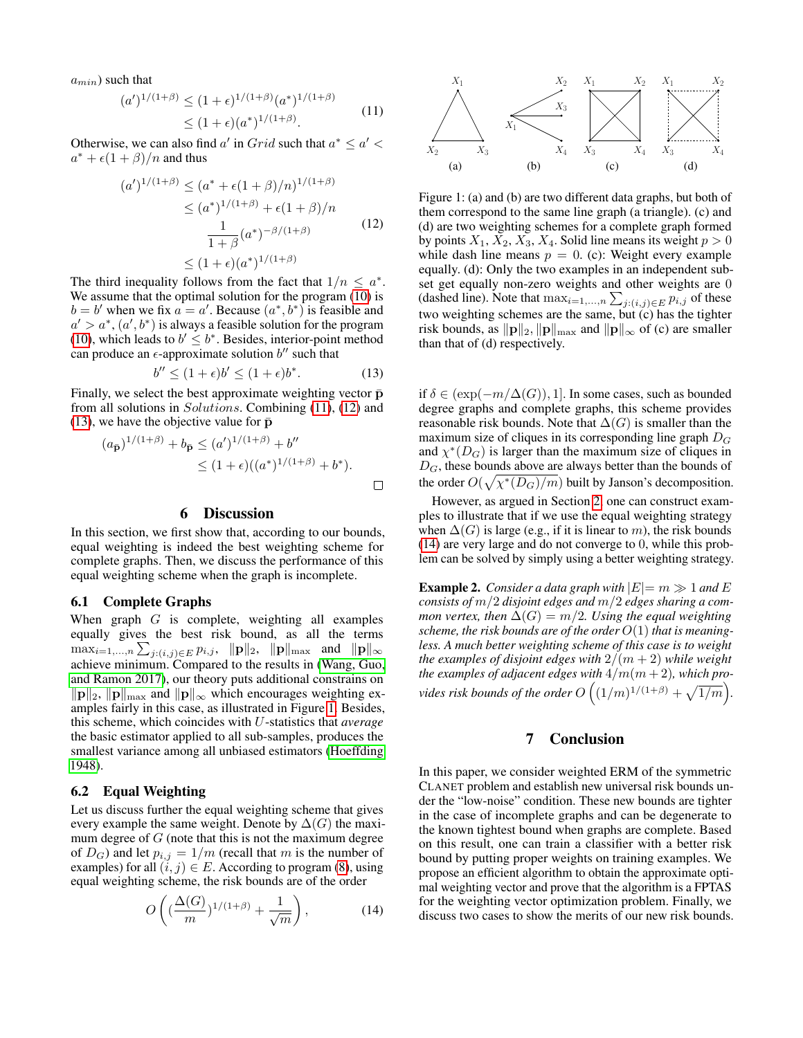$a_{min}$) such that

$$
\begin{aligned}
(a')^{1/(1+\beta)} &\le (1+\epsilon)^{1/(1+\beta)}(a^*)^{1/(1+\beta)} \\
&\le (1+\epsilon)(a^*)^{1/(1+\beta)}.
\end{aligned} \tag{11}
$$

Otherwise, we can also find $a'$ in $Grid$ such that $a^* \le a' < a^* + \epsilon(1+\beta)/n$ and thus

$$
\begin{aligned}
(a')^{1/(1+\beta)} &\le (a^* + \epsilon(1+\beta)/n)^{1/(1+\beta)} \\
&\le (a^*)^{1/(1+\beta)} + \epsilon(1+\beta)/n \\
&\quad \frac{1}{1+\beta}(a^*)^{-\beta/(1+\beta)} \\
&\le (1+\epsilon)(a^*)^{1/(1+\beta)}
\end{aligned} \tag{12}
$$

The third inequality follows from the fact that $1/n \le a^*$. We assume that the optimal solution for the program (10) is $b = b'$ when we fix $a = a'$. Because $(a^*, b^*)$ is feasible and $a' > a^*$, $(a', b^*)$ is always a feasible solution for the program (10), which leads to $b' \le b^*$. Besides, interior-point method can produce an $\epsilon$-approximate solution $b''$ such that

$$
b'' \le (1+\epsilon)b' \le (1+\epsilon)b^*. \tag{13}
$$

Finally, we select the best approximate weighting vector $\bar{\mathbf{p}}$ from all solutions in $Solutions$. Combining (11), (12) and (13), we have the objective value for $\bar{\mathbf{p}}$

$$
\begin{aligned}
(a_{\bar{\mathbf{p}}})^{1/(1+\beta)} + b_{\bar{\mathbf{p}}} &\le (a')^{1/(1+\beta)} + b'' \\
&\le (1+\epsilon)((a^*)^{1/(1+\beta)} + b^*).
\end{aligned}
$$

□

## 6 Discussion

In this section, we first show that, according to our bounds, equal weighting is indeed the best weighting scheme for complete graphs. Then, we discuss the performance of this equal weighting scheme when the graph is incomplete.

### 6.1 Complete Graphs

When graph $G$ is complete, weighting all examples equally gives the best risk bound, as all the terms $\max_{i=1,\ldots,n}\sum_{j:(i,j)\in E} p_{i,j}$, $\|\mathbf{p}\|_2$, $\|\mathbf{p}\|_{\max}$ and $\|\mathbf{p}\|_\infty$ achieve minimum. Compared to the results in (Wang, Guo, and Ramon 2017), our theory puts additional constrains on $\|\mathbf{p}\|_2$, $\|\mathbf{p}\|_{\max}$ and $\|\mathbf{p}\|_\infty$ which encourages weighting examples fairly in this case, as illustrated in Figure 1. Besides, this scheme, which coincides with $U$-statistics that *average* the basic estimator applied to all sub-samples, produces the smallest variance among all unbiased estimators (Hoeffding 1948).

### 6.2 Equal Weighting

Let us discuss further the equal weighting scheme that gives every example the same weight. Denote by $\Delta(G)$ the maximum degree of $G$ (note that this is not the maximum degree of $D_G$) and let $p_{i,j} = 1/m$ (recall that $m$ is the number of examples) for all $(i,j) \in E$. According to program (8), using equal weighting scheme, the risk bounds are of the order

$$
O\left( (\frac{\Delta(G)}{m})^{1/(1+\beta)} + \frac{1}{\sqrt{m}} \right), \tag{14}
$$

Figure 1: (a) and (b) are two different data graphs, but both of them correspond to the same line graph (a triangle). (c) and (d) are two weighting schemes for a complete graph formed by points $X_1$, $X_2$, $X_3$, $X_4$. Solid line means its weight $p > 0$ while dash line means $p = 0$. (c): Weight every example equally. (d): Only the two examples in an independent subset get equally non-zero weights and other weights are 0 (dashed line). Note that $\max_{i=1,\ldots,n}\sum_{j:(i,j)\in E} p_{i,j}$ of these two weighting schemes are the same, but (c) has the tighter risk bounds, as $\|\mathbf{p}\|_2$, $\|\mathbf{p}\|_{\max}$ and $\|\mathbf{p}\|_\infty$ of (c) are smaller than that of (d) respectively.

if $\delta \in (\exp(-m/\Delta(G)), 1]$. In some cases, such as bounded degree graphs and complete graphs, this scheme provides reasonable risk bounds. Note that $\Delta(G)$ is smaller than the maximum size of cliques in its corresponding line graph $D_G$ and $\chi^*(D_G)$ is larger than the maximum size of cliques in $D_G$, these bounds above are always better than the bounds of the order $O(\sqrt{\chi^*(D_G)/m})$ built by Janson's decomposition.

However, as argued in Section 2, one can construct examples to illustrate that if we use the equal weighting strategy when $\Delta(G)$ is large (e.g., if it is linear to $m$), the risk bounds (14) are very large and do not converge to 0, while this problem can be solved by simply using a better weighting strategy.

**Example 2.** *Consider a data graph with $|E| = m \gg 1$ and $E$ consists of $m/2$ disjoint edges and $m/2$ edges sharing a common vertex, then $\Delta(G) = m/2$. Using the equal weighting scheme, the risk bounds are of the order $O(1)$ that is meaningless. A much better weighting scheme of this case is to weight the examples of disjoint edges with $2/(m+2)$ while weight the examples of adjacent edges with $4/m(m+2)$, which provides risk bounds of the order $O\left((1/m)^{1/(1+\beta)} + \sqrt{1/m}\right)$.*

## 7 Conclusion

In this paper, we consider weighted ERM of the symmetric CLANET problem and establish new universal risk bounds under the "low-noise" condition. These new bounds are tighter in the case of incomplete graphs and can be degenerate to the known tightest bound when graphs are complete. Based on this result, one can train a classifier with a better risk bound by putting proper weights on training examples. We propose an efficient algorithm to obtain the approximate optimal weighting vector and prove that the algorithm is a FPTAS for the weighting vector optimization problem. Finally, we discuss two cases to show the merits of our new risk bounds.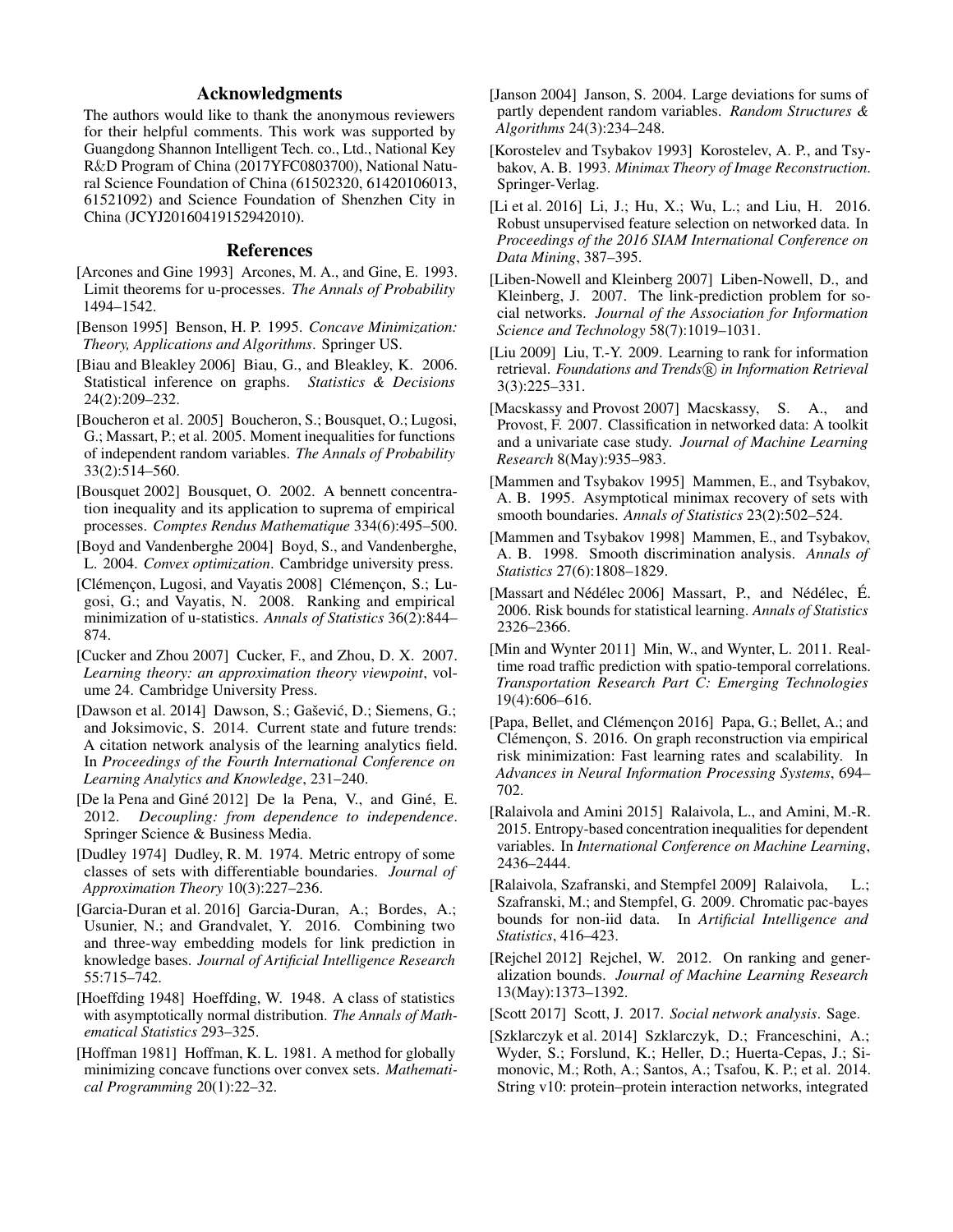## Acknowledgments

The authors would like to thank the anonymous reviewers for their helpful comments. This work was supported by Guangdong Shannon Intelligent Tech. co., Ltd., National Key R&D Program of China (2017YFC0803700), National Natural Science Foundation of China (61502320, 61420106013, 61521092) and Science Foundation of Shenzhen City in China (JCYJ20160419152942010).

## References

[Arcones and Gine 1993] Arcones, M. A., and Gine, E. 1993. Limit theorems for u-processes. *The Annals of Probability* 1494–1542.

[Benson 1995] Benson, H. P. 1995. *Concave Minimization: Theory, Applications and Algorithms*. Springer US.

[Biau and Bleakley 2006] Biau, G., and Bleakley, K. 2006. Statistical inference on graphs. *Statistics & Decisions* 24(2):209–232.

[Boucheron et al. 2005] Boucheron, S.; Bousquet, O.; Lugosi, G.; Massart, P.; et al. 2005. Moment inequalities for functions of independent random variables. *The Annals of Probability* 33(2):514–560.

[Bousquet 2002] Bousquet, O. 2002. A bennett concentration inequality and its application to suprema of empirical processes. *Comptes Rendus Mathematique* 334(6):495–500.

[Boyd and Vandenberghe 2004] Boyd, S., and Vandenberghe, L. 2004. *Convex optimization*. Cambridge university press.

[Clémençon, Lugosi, and Vayatis 2008] Clémençon, S.; Lugosi, G.; and Vayatis, N. 2008. Ranking and empirical minimization of u-statistics. *Annals of Statistics* 36(2):844–874.

[Cucker and Zhou 2007] Cucker, F., and Zhou, D. X. 2007. *Learning theory: an approximation theory viewpoint*, volume 24. Cambridge University Press.

[Dawson et al. 2014] Dawson, S.; Gašević, D.; Siemens, G.; and Joksimovic, S. 2014. Current state and future trends: A citation network analysis of the learning analytics field. In *Proceedings of the Fourth International Conference on Learning Analytics and Knowledge*, 231–240.

[De la Pena and Giné 2012] De la Pena, V., and Giné, E. 2012. *Decoupling: from dependence to independence*. Springer Science & Business Media.

[Dudley 1974] Dudley, R. M. 1974. Metric entropy of some classes of sets with differentiable boundaries. *Journal of Approximation Theory* 10(3):227–236.

[Garcia-Duran et al. 2016] Garcia-Duran, A.; Bordes, A.; Usunier, N.; and Grandvalet, Y. 2016. Combining two and three-way embedding models for link prediction in knowledge bases. *Journal of Artificial Intelligence Research* 55:715–742.

[Hoeffding 1948] Hoeffding, W. 1948. A class of statistics with asymptotically normal distribution. *The Annals of Mathematical Statistics* 293–325.

[Hoffman 1981] Hoffman, K. L. 1981. A method for globally minimizing concave functions over convex sets. *Mathematical Programming* 20(1):22–32.

[Janson 2004] Janson, S. 2004. Large deviations for sums of partly dependent random variables. *Random Structures & Algorithms* 24(3):234–248.

[Korostelev and Tsybakov 1993] Korostelev, A. P., and Tsybakov, A. B. 1993. *Minimax Theory of Image Reconstruction*. Springer-Verlag.

[Li et al. 2016] Li, J.; Hu, X.; Wu, L.; and Liu, H. 2016. Robust unsupervised feature selection on networked data. In *Proceedings of the 2016 SIAM International Conference on Data Mining*, 387–395.

[Liben-Nowell and Kleinberg 2007] Liben-Nowell, D., and Kleinberg, J. 2007. The link-prediction problem for social networks. *Journal of the Association for Information Science and Technology* 58(7):1019–1031.

[Liu 2009] Liu, T.-Y. 2009. Learning to rank for information retrieval. *Foundations and Trends® in Information Retrieval* 3(3):225–331.

[Macskassy and Provost 2007] Macskassy, S. A., and Provost, F. 2007. Classification in networked data: A toolkit and a univariate case study. *Journal of Machine Learning Research* 8(May):935–983.

[Mammen and Tsybakov 1995] Mammen, E., and Tsybakov, A. B. 1995. Asymptotical minimax recovery of sets with smooth boundaries. *Annals of Statistics* 23(2):502–524.

[Mammen and Tsybakov 1998] Mammen, E., and Tsybakov, A. B. 1998. Smooth discrimination analysis. *Annals of Statistics* 27(6):1808–1829.

[Massart and Nédélec 2006] Massart, P., and Nédélec, É. 2006. Risk bounds for statistical learning. *Annals of Statistics* 2326–2366.

[Min and Wynter 2011] Min, W., and Wynter, L. 2011. Real-time road traffic prediction with spatio-temporal correlations. *Transportation Research Part C: Emerging Technologies* 19(4):606–616.

[Papa, Bellet, and Clémençon 2016] Papa, G.; Bellet, A.; and Clémençon, S. 2016. On graph reconstruction via empirical risk minimization: Fast learning rates and scalability. In *Advances in Neural Information Processing Systems*, 694–702.

[Ralaivola and Amini 2015] Ralaivola, L., and Amini, M.-R. 2015. Entropy-based concentration inequalities for dependent variables. In *International Conference on Machine Learning*, 2436–2444.

[Ralaivola, Szafranski, and Stempfel 2009] Ralaivola, L.; Szafranski, M.; and Stempfel, G. 2009. Chromatic pac-bayes bounds for non-iid data. In *Artificial Intelligence and Statistics*, 416–423.

[Rejchel 2012] Rejchel, W. 2012. On ranking and generalization bounds. *Journal of Machine Learning Research* 13(May):1373–1392.

[Scott 2017] Scott, J. 2017. *Social network analysis*. Sage.

[Szklarczyk et al. 2014] Szklarczyk, D.; Franceschini, A.; Wyder, S.; Forslund, K.; Heller, D.; Huerta-Cepas, J.; Simonovic, M.; Roth, A.; Santos, A.; Tsafou, K. P.; et al. 2014. String v10: protein–protein interaction networks, integrated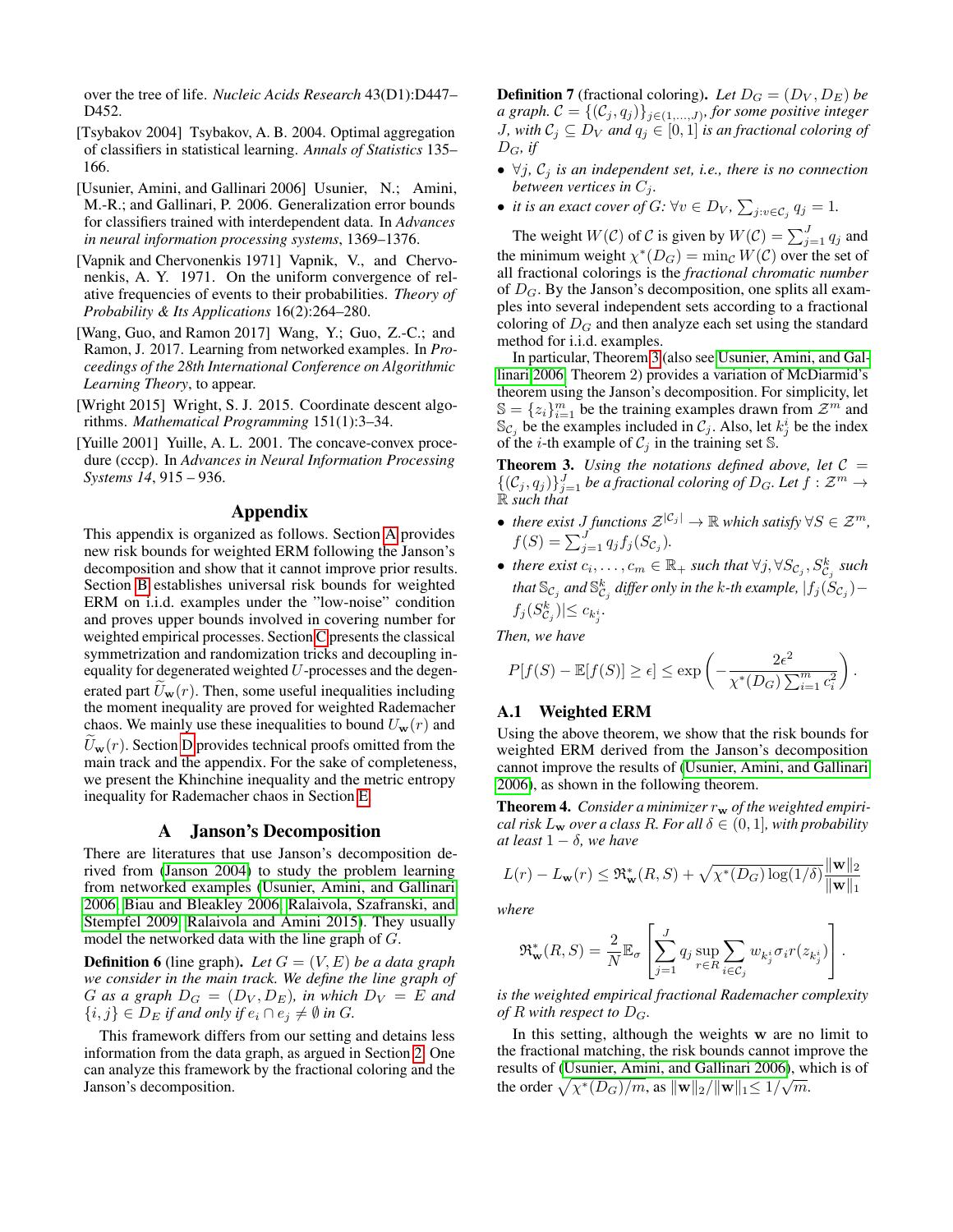over the tree of life. *Nucleic Acids Research* 43(D1):D447–D452.

[Tsybakov 2004] Tsybakov, A. B. 2004. Optimal aggregation of classifiers in statistical learning. *Annals of Statistics* 135–166.

[Usunier, Amini, and Gallinari 2006] Usunier, N.; Amini, M.-R.; and Gallinari, P. 2006. Generalization error bounds for classifiers trained with interdependent data. In *Advances in neural information processing systems*, 1369–1376.

[Vapnik and Chervonenkis 1971] Vapnik, V., and Chervonenkis, A. Y. 1971. On the uniform convergence of relative frequencies of events to their probabilities. *Theory of Probability & Its Applications* 16(2):264–280.

[Wang, Guo, and Ramon 2017] Wang, Y.; Guo, Z.-C.; and Ramon, J. 2017. Learning from networked examples. In *Proceedings of the 28th International Conference on Algorithmic Learning Theory*, to appear.

[Wright 2015] Wright, S. J. 2015. Coordinate descent algorithms. *Mathematical Programming* 151(1):3–34.

[Yuille 2001] Yuille, A. L. 2001. The concave-convex procedure (cccp). In *Advances in Neural Information Processing Systems 14*, 915 – 936.

# Appendix

This appendix is organized as follows. Section A provides new risk bounds for weighted ERM following the Janson's decomposition and show that it cannot improve prior results. Section B establishes universal risk bounds for weighted ERM on i.i.d. examples under the "low-noise" condition and proves upper bounds involved in covering number for weighted empirical processes. Section C presents the classical symmetrization and randomization tricks and decoupling inequality for degenerated weighted $U$-processes and the degenerated part $\widetilde{U}_{\mathbf{w}}(r)$. Then, some useful inequalities including the moment inequality are proved for weighted Rademacher chaos. We mainly use these inequalities to bound $U_{\mathbf{w}}(r)$ and $\widetilde{U}_{\mathbf{w}}(r)$. Section D provides technical proofs omitted from the main track and the appendix. For the sake of completeness, we present the Khinchine inequality and the metric entropy inequality for Rademacher chaos in Section E.

## A Janson's Decomposition

There are literatures that use Janson's decomposition derived from (Janson 2004) to study the problem learning from networked examples (Usunier, Amini, and Gallinari 2006; Biau and Bleakley 2006; Ralaivola, Szafranski, and Stempfel 2009; Ralaivola and Amini 2015). They usually model the networked data with the line graph of $G$.

**Definition 6** (line graph). *Let $G = (V, E)$ be a data graph we consider in the main track. We define the line graph of $G$ as a graph $D_G = (D_V, D_E)$, in which $D_V = E$ and $\{i, j\} \in D_E$ if and only if $e_i \cap e_j \neq \emptyset$ in $G$.*

This framework differs from our setting and detains less information from the data graph, as argued in Section 2. One can analyze this framework by the fractional coloring and the Janson's decomposition.

**Definition 7** (fractional coloring). *Let $D_G = (D_V, D_E)$ be a graph. $\mathcal{C} = \{(\mathcal{C}_j, q_j)\}_{j\in(1,\dots,J)}$, for some positive integer $J$, with $\mathcal{C}_j \subseteq D_V$ and $q_j \in [0, 1]$ is an fractional coloring of $D_G$, if*

- *$\forall j$, $\mathcal{C}_j$ is an independent set, i.e., there is no connection between vertices in $C_j$.*
- *it is an exact cover of $G$: $\forall v \in D_V$, $\sum_{j:v\in\mathcal{C}_j} q_j = 1$.*

The weight $W(\mathcal{C})$ of $\mathcal{C}$ is given by $W(\mathcal{C}) = \sum_{j=1}^{J} q_j$ and the minimum weight $\chi^*(D_G) = \min_{\mathcal{C}} W(\mathcal{C})$ over the set of all fractional colorings is the *fractional chromatic number* of $D_G$. By the Janson's decomposition, one splits all examples into several independent sets according to a fractional coloring of $D_G$ and then analyze each set using the standard method for i.i.d. examples.

In particular, Theorem 3 (also see Usunier, Amini, and Gallinari 2006, Theorem 2) provides a variation of McDiarmid's theorem using the Janson's decomposition. For simplicity, let $\mathbb{S} = \{z_i\}_{i=1}^{m}$ be the training examples drawn from $\mathcal{Z}^m$ and $\mathbb{S}_{\mathcal{C}_j}$ be the examples included in $\mathcal{C}_j$. Also, let $k_j^i$ be the index of the $i$-th example of $\mathcal{C}_j$ in the training set $\mathbb{S}$.

**Theorem 3.** *Using the notations defined above, let $\mathcal{C} = \{(\mathcal{C}_j, q_j)\}_{j=1}^{J}$ be a fractional coloring of $D_G$. Let $f : \mathcal{Z}^m \to \mathbb{R}$ such that*

- *there exist $J$ functions $\mathcal{Z}^{|\mathcal{C}_j|} \to \mathbb{R}$ which satisfy $\forall S \in \mathcal{Z}^m$, $f(S) = \sum_{j=1}^{J} q_j f_j(S_{\mathcal{C}_j})$.*
- *there exist $c_i, \dots, c_m \in \mathbb{R}_+$ such that $\forall j, \forall S_{\mathcal{C}_j}, S_{\mathcal{C}_j}^k$ such that $\mathbb{S}_{\mathcal{C}_j}$ and $\mathbb{S}_{\mathcal{C}_j}^k$ differ only in the $k$-th example, $|f_j(S_{\mathcal{C}_j}) - f_j(S_{\mathcal{C}_j}^k)| \leq c_{k_j^i}$.*

*Then, we have*

$$P[f(S) - \mathbb{E}[f(S)] \geq \epsilon] \leq \exp\left(-\frac{2\epsilon^2}{\chi^*(D_G)\sum_{i=1}^{m} c_i^2}\right).$$

### A.1 Weighted ERM

Using the above theorem, we show that the risk bounds for weighted ERM derived from the Janson's decomposition cannot improve the results of (Usunier, Amini, and Gallinari 2006), as shown in the following theorem.

**Theorem 4.** *Consider a minimizer $r_{\mathbf{w}}$ of the weighted empirical risk $L_{\mathbf{w}}$ over a class $R$. For all $\delta \in (0, 1]$, with probability at least $1 - \delta$, we have*

$$L(r) - L_{\mathbf{w}}(r) \leq \mathfrak{R}_{\mathbf{w}}^*(R, S) + \sqrt{\chi^*(D_G)\log(1/\delta)}\frac{\|\mathbf{w}\|_2}{\|\mathbf{w}\|_1}$$

*where*

$$\mathfrak{R}_{\mathbf{w}}^*(R, S) = \frac{2}{N}\mathbb{E}_\sigma\left[\sum_{j=1}^{J} q_j \sup_{r\in R}\sum_{i\in\mathcal{C}_j} w_{k_j^i}\sigma_i r(z_{k_j^i})\right].$$

*is the weighted empirical fractional Rademacher complexity of $R$ with respect to $D_G$.*

In this setting, although the weights $\mathbf{w}$ are no limit to the fractional matching, the risk bounds cannot improve the results of (Usunier, Amini, and Gallinari 2006), which is of the order $\sqrt{\chi^*(D_G)/m}$, as $\|\mathbf{w}\|_2/\|\mathbf{w}\|_1 \leq 1/\sqrt{m}$.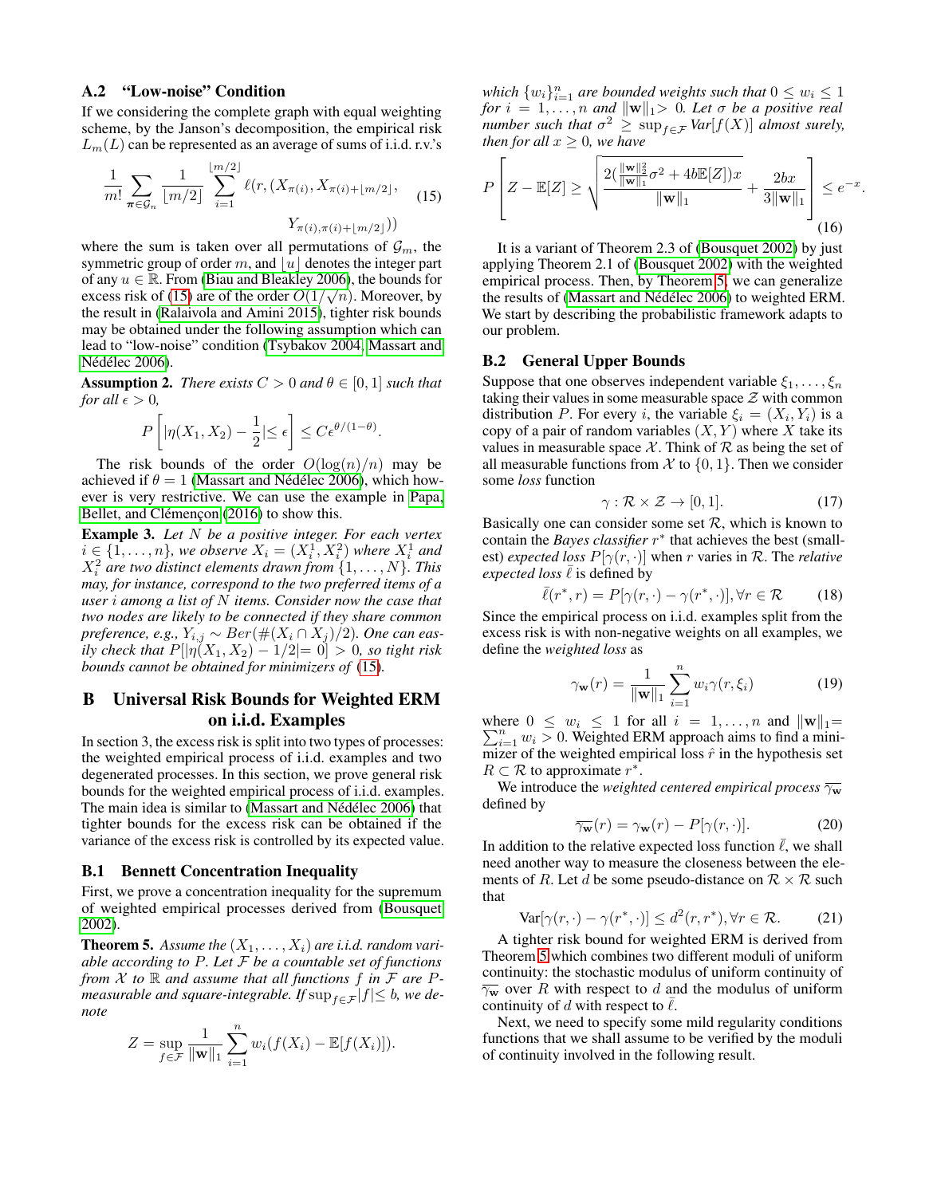### A.2 "Low-noise" Condition

If we considering the complete graph with equal weighting scheme, by the Janson's decomposition, the empirical risk $L_m(L)$ can be represented as an average of sums of i.i.d. r.v.'s

$$\frac{1}{m!}\sum_{\boldsymbol{\pi}\in\mathcal{G}_n}\frac{1}{\lfloor m/2\rfloor}\sum_{i=1}^{\lfloor m/2\rfloor}\ell(r,(X_{\pi(i)},X_{\pi(i)+\lfloor m/2\rfloor},\; Y_{\pi(i),\pi(i)+\lfloor m/2\rfloor})) \tag{15}$$

where the sum is taken over all permutations of $\mathcal{G}_m$, the symmetric group of order $m$, and $\lfloor u\rfloor$ denotes the integer part of any $u\in\mathbb{R}$. From (Biau and Bleakley 2006), the bounds for excess risk of (15) are of the order $O(1/\sqrt{n})$. Moreover, by the result in (Ralaivola and Amini 2015), tighter risk bounds may be obtained under the following assumption which can lead to "low-noise" condition (Tsybakov 2004; Massart and Nédélec 2006).

**Assumption 2.** *There exists $C>0$ and $\theta\in[0,1]$ such that for all $\epsilon>0$,*

$$P\left[|\eta(X_1,X_2)-\frac{1}{2}|\le\epsilon\right]\le C\epsilon^{\theta/(1-\theta)}.$$

The risk bounds of the order $O(\log(n)/n)$ may be achieved if $\theta=1$ (Massart and Nédélec 2006), which however is very restrictive. We can use the example in Papa, Bellet, and Clémençon (2016) to show this.

**Example 3.** *Let $N$ be a positive integer. For each vertex $i\in\{1,\ldots,n\}$, we observe $X_i=(X_i^1,X_i^2)$ where $X_i^1$ and $X_i^2$ are two distinct elements drawn from $\{1,\ldots,N\}$. This may, for instance, correspond to the two preferred items of a user $i$ among a list of $N$ items. Consider now the case that two nodes are likely to be connected if they share common preference, e.g., $Y_{i,j}\sim Ber(\#(X_i\cap X_j)/2)$. One can easily check that $P[|\eta(X_1,X_2)-1/2|=0]>0$, so tight risk bounds cannot be obtained for minimizers of (15).*

## B Universal Risk Bounds for Weighted ERM on i.i.d. Examples

In section 3, the excess risk is split into two types of processes: the weighted empirical process of i.i.d. examples and two degenerated processes. In this section, we prove general risk bounds for the weighted empirical process of i.i.d. examples. The main idea is similar to (Massart and Nédélec 2006) that tighter bounds for the excess risk can be obtained if the variance of the excess risk is controlled by its expected value.

### B.1 Bennett Concentration Inequality

First, we prove a concentration inequality for the supremum of weighted empirical processes derived from (Bousquet 2002).

**Theorem 5.** *Assume the $(X_1,\ldots,X_i)$ are i.i.d. random variable according to $P$. Let $\mathcal{F}$ be a countable set of functions from $\mathcal{X}$ to $\mathbb{R}$ and assume that all functions $f$ in $\mathcal{F}$ are $P$-measurable and square-integrable. If $\sup_{f\in\mathcal{F}}|f|\le b$, we denote*

$$Z=\sup_{f\in\mathcal{F}}\frac{1}{\|\mathbf{w}\|_1}\sum_{i=1}^n w_i(f(X_i)-\mathbb{E}[f(X_i)]).$$

*which $\{w_i\}_{i=1}^n$ are bounded weights such that $0\le w_i\le 1$ for $i=1,\ldots,n$ and $\|\mathbf{w}\|_1>0$. Let $\sigma$ be a positive real number such that $\sigma^2\ge\sup_{f\in\mathcal{F}}Var[f(X)]$ almost surely, then for all $x\ge0$, we have*

$$P\left[Z-\mathbb{E}[Z]\ge\sqrt{\frac{2(\frac{\|\mathbf{w}\|_2^2}{\|\mathbf{w}\|_1}\sigma^2+4b\mathbb{E}[Z])x}{\|\mathbf{w}\|_1}}+\frac{2bx}{3\|\mathbf{w}\|_1}\right]\le e^{-x}. \tag{16}$$

It is a variant of Theorem 2.3 of (Bousquet 2002) by just applying Theorem 2.1 of (Bousquet 2002) with the weighted empirical process. Then, by Theorem 5, we can generalize the results of (Massart and Nédélec 2006) to weighted ERM. We start by describing the probabilistic framework adapts to our problem.

### B.2 General Upper Bounds

Suppose that one observes independent variable $\xi_1,\ldots,\xi_n$ taking their values in some measurable space $\mathcal{Z}$ with common distribution $P$. For every $i$, the variable $\xi_i=(X_i,Y_i)$ is a copy of a pair of random variables $(X,Y)$ where $X$ take its values in measurable space $\mathcal{X}$. Think of $\mathcal{R}$ as being the set of all measurable functions from $\mathcal{X}$ to $\{0,1\}$. Then we consider some *loss* function

$$\gamma:\mathcal{R}\times\mathcal{Z}\to[0,1]. \tag{17}$$

Basically one can consider some set $\mathcal{R}$, which is known to contain the *Bayes classifier* $r^*$ that achieves the best (smallest) *expected loss* $P[\gamma(r,\cdot)]$ when $r$ varies in $\mathcal{R}$. The *relative expected loss* $\bar{\ell}$ is defined by

$$\bar{\ell}(r^*,r)=P[\gamma(r,\cdot)-\gamma(r^*,\cdot)],\forall r\in\mathcal{R} \tag{18}$$

Since the empirical process on i.i.d. examples split from the excess risk is with non-negative weights on all examples, we define the *weighted loss* as

$$\gamma_{\mathbf{w}}(r)=\frac{1}{\|\mathbf{w}\|_1}\sum_{i=1}^n w_i\gamma(r,\xi_i) \tag{19}$$

where $0\le w_i\le 1$ for all $i=1,\ldots,n$ and $\|\mathbf{w}\|_1=\sum_{i=1}^n w_i>0$. Weighted ERM approach aims to find a minimizer of the weighted empirical loss $\hat{r}$ in the hypothesis set $R\subset\mathcal{R}$ to approximate $r^*$.

We introduce the *weighted centered empirical process* $\overline{\gamma_{\mathbf{w}}}$ defined by

$$\overline{\gamma_{\mathbf{w}}}(r)=\gamma_{\mathbf{w}}(r)-P[\gamma(r,\cdot)]. \tag{20}$$

In addition to the relative expected loss function $\bar{\ell}$, we shall need another way to measure the closeness between the elements of $R$. Let $d$ be some pseudo-distance on $\mathcal{R}\times\mathcal{R}$ such that

$$\mathrm{Var}[\gamma(r,\cdot)-\gamma(r^*,\cdot)]\le d^2(r,r^*),\forall r\in\mathcal{R}. \tag{21}$$

A tighter risk bound for weighted ERM is derived from Theorem 5 which combines two different moduli of uniform continuity: the stochastic modulus of uniform continuity of $\overline{\gamma_{\mathbf{w}}}$ over $R$ with respect to $d$ and the modulus of uniform continuity of $d$ with respect to $\bar{\ell}$.

Next, we need to specify some mild regularity conditions functions that we shall assume to be verified by the moduli of continuity involved in the following result.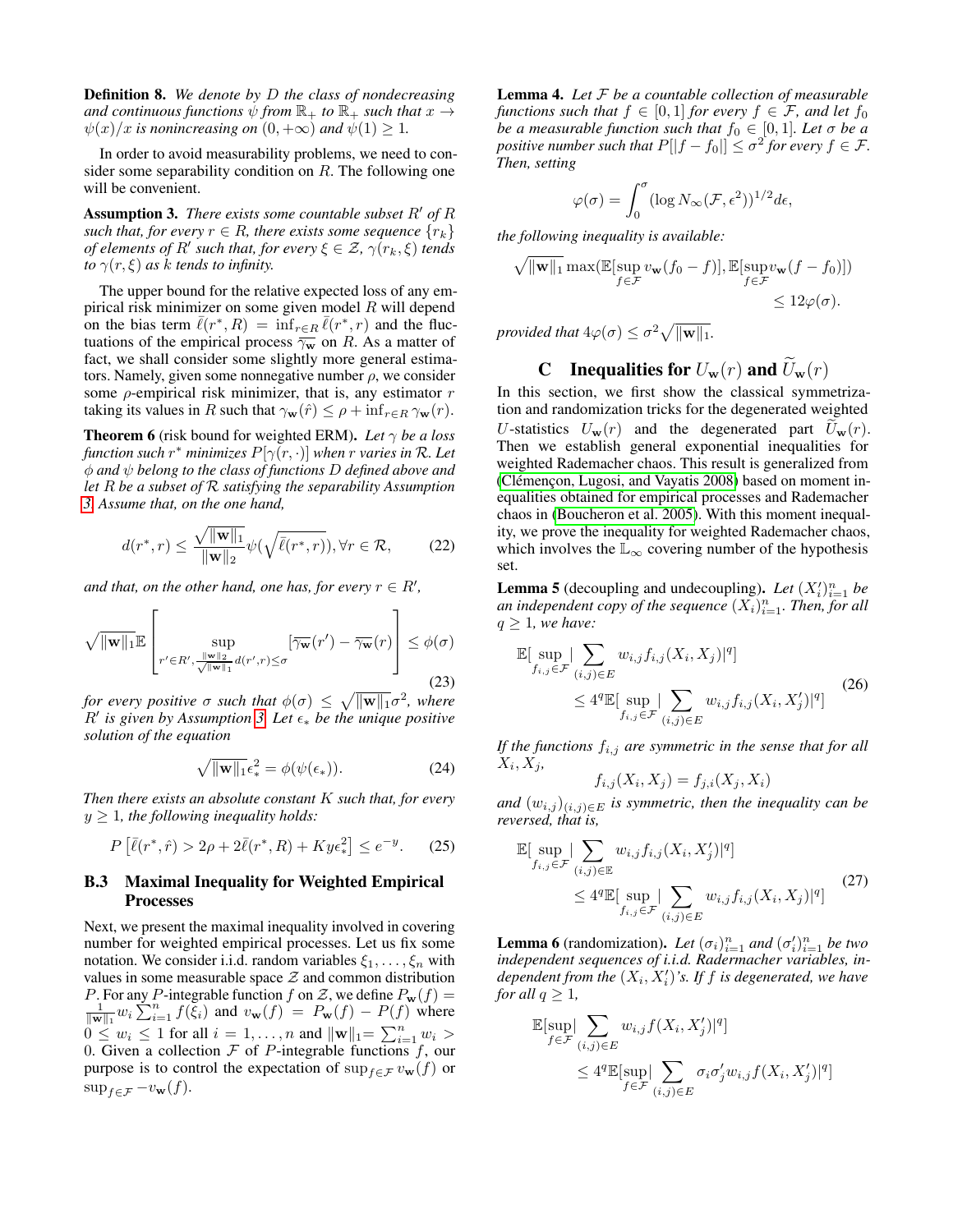**Definition 8.** *We denote by $D$ the class of nondecreasing and continuous functions $\psi$ from $\mathbb{R}_+$ to $\mathbb{R}_+$ such that $x \to \psi(x)/x$ is nonincreasing on $(0, +\infty)$ and $\psi(1) \geq 1$.*

In order to avoid measurability problems, we need to consider some separability condition on $R$. The following one will be convenient.

**Assumption 3.** *There exists some countable subset $R'$ of $R$ such that, for every $r \in R$, there exists some sequence $\{r_k\}$ of elements of $R'$ such that, for every $\xi \in \mathcal{Z}$, $\gamma(r_k, \xi)$ tends to $\gamma(r, \xi)$ as $k$ tends to infinity.*

The upper bound for the relative expected loss of any empirical risk minimizer on some given model $R$ will depend on the bias term $\bar{\ell}(r^*, R) = \inf_{r \in R} \bar{\ell}(r^*, r)$ and the fluctuations of the empirical process $\overline{\gamma_{\mathbf{w}}}$ on $R$. As a matter of fact, we shall consider some slightly more general estimators. Namely, given some nonnegative number $\rho$, we consider some $\rho$-empirical risk minimizer, that is, any estimator $r$ taking its values in $R$ such that $\gamma_{\mathbf{w}}(\hat{r}) \leq \rho + \inf_{r \in R} \gamma_{\mathbf{w}}(r)$.

**Theorem 6** (risk bound for weighted ERM). *Let $\gamma$ be a loss function such that $r^*$ minimizes $P[\gamma(r, \cdot)]$ when $r$ varies in $\mathcal{R}$. Let $\phi$ and $\psi$ belong to the class of functions $D$ defined above and let $R$ be a subset of $\mathcal{R}$ satisfying the separability Assumption 3. Assume that, on the one hand,*

$$d(r^*, r) \leq \frac{\sqrt{\|\mathbf{w}\|_1}}{\|\mathbf{w}\|_2} \psi\left(\sqrt{\bar{\ell}(r^*, r)}\right), \forall r \in \mathcal{R}, \tag{22}$$

*and that, on the other hand, one has, for every $r \in R'$,*

$$\sqrt{\|\mathbf{w}\|_1} \mathbb{E}\left[\sup_{r' \in R', \frac{\|\mathbf{w}\|_2}{\sqrt{\|\mathbf{w}\|_1}} d(r', r) \leq \sigma} [\overline{\gamma_{\mathbf{w}}}(r') - \overline{\gamma_{\mathbf{w}}}(r)]\right] \leq \phi(\sigma) \tag{23}$$

*for every positive $\sigma$ such that $\phi(\sigma) \leq \sqrt{\|\mathbf{w}\|_1} \sigma^2$, where $R'$ is given by Assumption 3. Let $\epsilon_*$ be the unique positive solution of the equation*

$$\sqrt{\|\mathbf{w}\|_1} \epsilon_*^2 = \phi(\psi(\epsilon_*)). \tag{24}$$

*Then there exists an absolute constant $K$ such that, for every $y \geq 1$, the following inequality holds:*

$$P\left[\bar{\ell}(r^*, \hat{r}) > 2\rho + 2\bar{\ell}(r^*, R) + Ky\epsilon_*^2\right] \leq e^{-y}. \tag{25}$$

### B.3 Maximal Inequality for Weighted Empirical Processes

Next, we present the maximal inequality involved in covering number for weighted empirical processes. Let us fix some notation. We consider i.i.d. random variables $\xi_1, \ldots, \xi_n$ with values in some measurable space $\mathcal{Z}$ and common distribution $P$. For any $P$-integrable function $f$ on $\mathcal{Z}$, we define $P_{\mathbf{w}}(f) = \frac{1}{\|\mathbf{w}\|_1} w_i \sum_{i=1}^n f(\xi_i)$ and $v_{\mathbf{w}}(f) = P_{\mathbf{w}}(f) - P(f)$ where $0 \leq w_i \leq 1$ for all $i = 1, \ldots, n$ and $\|\mathbf{w}\|_1 = \sum_{i=1}^n w_i > 0$. Given a collection $\mathcal{F}$ of $P$-integrable functions $f$, our purpose is to control the expectation of $\sup_{f \in \mathcal{F}} v_{\mathbf{w}}(f)$ or $\sup_{f \in \mathcal{F}} -v_{\mathbf{w}}(f)$.

**Lemma 4.** *Let $\mathcal{F}$ be a countable collection of measurable functions such that $f \in [0, 1]$ for every $f \in \mathcal{F}$, and let $f_0$ be a measurable function such that $f_0 \in [0, 1]$. Let $\sigma$ be a positive number such that $P[|f - f_0|] \leq \sigma^2$ for every $f \in \mathcal{F}$. Then, setting*

$$\varphi(\sigma) = \int_0^\sigma (\log N_\infty(\mathcal{F}, \epsilon^2))^{1/2} d\epsilon,$$

*the following inequality is available:*

$$\sqrt{\|\mathbf{w}\|_1} \max(\mathbb{E}[\sup_{f \in \mathcal{F}} v_{\mathbf{w}}(f_0 - f)], \mathbb{E}[\sup_{f \in \mathcal{F}} v_{\mathbf{w}}(f - f_0)]) \leq 12\varphi(\sigma).$$

*provided that $4\varphi(\sigma) \leq \sigma^2 \sqrt{\|\mathbf{w}\|_1}$.*

## C Inequalities for $U_{\mathbf{w}}(r)$ and $\widetilde{U}_{\mathbf{w}}(r)$

In this section, we first show the classical symmetrization and randomization tricks for the degenerated weighted $U$-statistics $U_{\mathbf{w}}(r)$ and the degenerated part $\widetilde{U}_{\mathbf{w}}(r)$. Then we establish general exponential inequalities for weighted Rademacher chaos. This result is generalized from (Clémençon, Lugosi, and Vayatis 2008) based on moment inequalities obtained for empirical processes and Rademacher chaos in (Boucheron et al. 2005). With this moment inequality, we prove the inequality for weighted Rademacher chaos, which involves the $\mathbb{L}_\infty$ covering number of the hypothesis set.

**Lemma 5** (decoupling and undecoupling). *Let $(X_i')_{i=1}^n$ be an independent copy of the sequence $(X_i)_{i=1}^n$. Then, for all $q \geq 1$, we have:*

$$\begin{aligned}\mathbb{E}[\sup_{f_{i,j} \in \mathcal{F}} |\sum_{(i,j) \in E} w_{i,j} f_{i,j}(X_i, X_j)|^q] \\ \leq 4^q \mathbb{E}[\sup_{f_{i,j} \in \mathcal{F}} |\sum_{(i,j) \in E} w_{i,j} f_{i,j}(X_i, X_j')|^q]\end{aligned} \tag{26}$$

*If the functions $f_{i,j}$ are symmetric in the sense that for all $X_i, X_j$,*

$$f_{i,j}(X_i, X_j) = f_{j,i}(X_j, X_i)$$

*and $(w_{i,j})_{(i,j) \in E}$ is symmetric, then the inequality can be reversed, that is,*

$$\begin{aligned}\mathbb{E}[\sup_{f_{i,j} \in \mathcal{F}} |\sum_{(i,j) \in \mathbb{E}} w_{i,j} f_{i,j}(X_i, X_j')|^q] \\ \leq 4^q \mathbb{E}[\sup_{f_{i,j} \in \mathcal{F}} |\sum_{(i,j) \in E} w_{i,j} f_{i,j}(X_i, X_j)|^q]\end{aligned} \tag{27}$$

**Lemma 6** (randomization). *Let $(\sigma_i)_{i=1}^n$ and $(\sigma_i')_{i=1}^n$ be two independent sequences of i.i.d. Radermacher variables, independent from the $(X_i, X_i')$'s. If $f$ is degenerated, we have for all $q \geq 1$,*

$$\begin{aligned}\mathbb{E}[\sup_{f \in \mathcal{F}} |\sum_{(i,j) \in E} w_{i,j} f(X_i, X_j')|^q] \\ \leq 4^q \mathbb{E}[\sup_{f \in \mathcal{F}} |\sum_{(i,j) \in E} \sigma_i \sigma_j' w_{i,j} f(X_i, X_j')|^q]\end{aligned}$$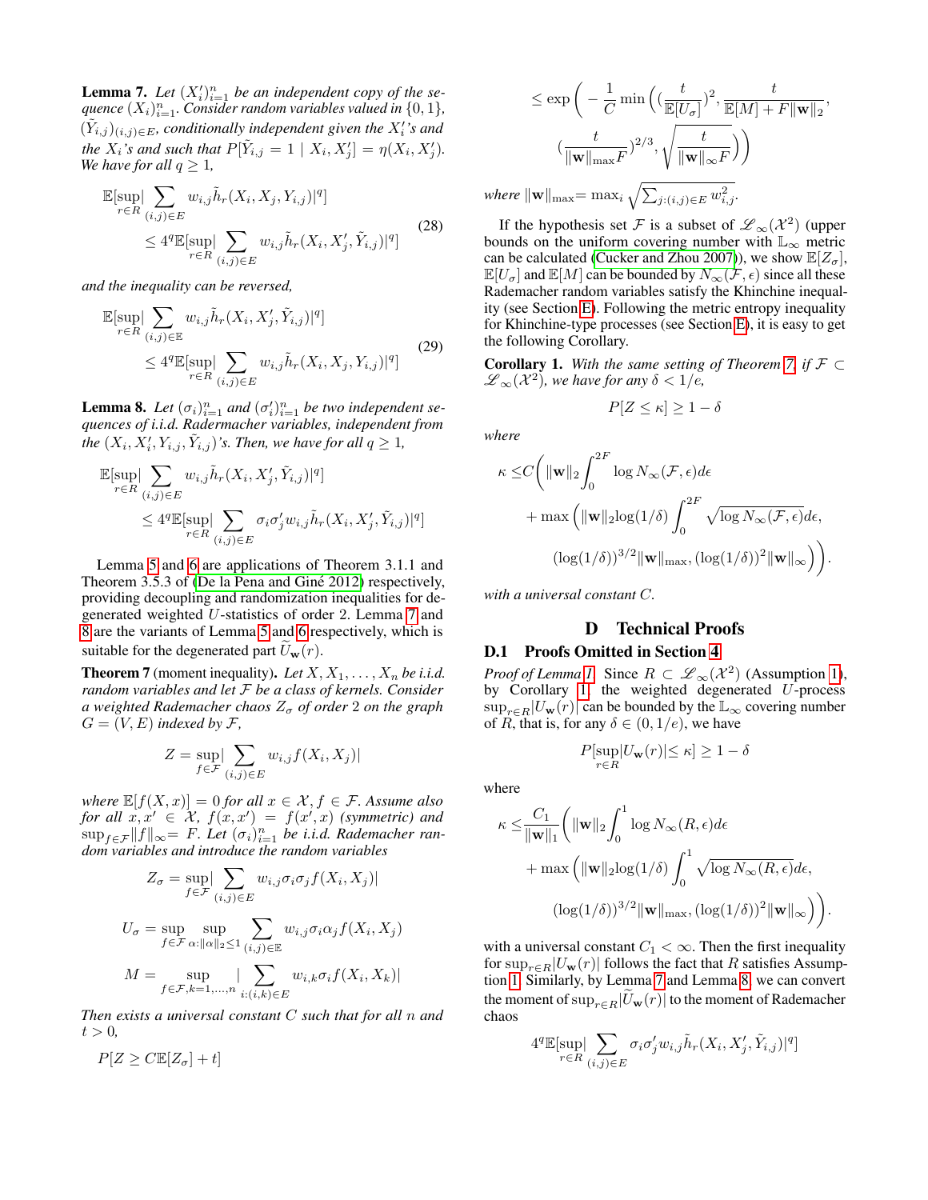**Lemma 7.** *Let $(X_i')_{i=1}^n$ be an independent copy of the sequence $(X_i)_{i=1}^n$. Consider random variables valued in $\{0,1\}$, $(\tilde{Y}_{i,j})_{(i,j)\in E}$, conditionally independent given the $X_i'$'s and the $X_i$'s and such that $P[\tilde{Y}_{i,j} = 1 \mid X_i, X_j'] = \eta(X_i, X_j')$. We have for all $q \geq 1$,*

$$
\begin{aligned}
\mathbb{E}[\sup_{r\in R}|\sum_{(i,j)\in E} w_{i,j}\tilde{h}_r(X_i, X_j, Y_{i,j})|^q] \\
\leq 4^q \mathbb{E}[\sup_{r\in R}|\sum_{(i,j)\in E} w_{i,j}\tilde{h}_r(X_i, X_j', \tilde{Y}_{i,j})|^q]
\end{aligned}
\tag{28}
$$

*and the inequality can be reversed,*

$$
\begin{aligned}
\mathbb{E}[\sup_{r\in R}|\sum_{(i,j)\in \mathbb{E}} w_{i,j}\tilde{h}_r(X_i, X_j', \tilde{Y}_{i,j})|^q] \\
\leq 4^q \mathbb{E}[\sup_{r\in R}|\sum_{(i,j)\in E} w_{i,j}\tilde{h}_r(X_i, X_j, Y_{i,j})|^q]
\end{aligned}
\tag{29}
$$

**Lemma 8.** *Let $(\sigma_i)_{i=1}^n$ and $(\sigma_i')_{i=1}^n$ be two independent sequences of i.i.d. Radermacher variables, independent from the $(X_i, X_i', Y_{i,j}, \tilde{Y}_{i,j})$'s. Then, we have for all $q \geq 1$,*

$$
\begin{aligned}
\mathbb{E}[\sup_{r\in R}|\sum_{(i,j)\in E} w_{i,j}\tilde{h}_r(X_i, X_j', \tilde{Y}_{i,j})|^q] \\
\leq 4^q \mathbb{E}[\sup_{r\in R}|\sum_{(i,j)\in E} \sigma_i\sigma_j' w_{i,j}\tilde{h}_r(X_i, X_j', \tilde{Y}_{i,j})|^q]
\end{aligned}
$$

Lemma 5 and 6 are applications of Theorem 3.1.1 and Theorem 3.5.3 of (De la Pena and Giné 2012) respectively, providing decoupling and randomization inequalities for degenerated weighted $U$-statistics of order 2. Lemma 7 and 8 are the variants of Lemma 5 and 6 respectively, which is suitable for the degenerated part $\widetilde{U}_{\mathbf{w}}(r)$.

**Theorem 7** (moment inequality). *Let $X, X_1, \ldots, X_n$ be i.i.d. random variables and let $\mathcal{F}$ be a class of kernels. Consider a weighted Rademacher chaos $Z_\sigma$ of order 2 on the graph $G = (V, E)$ indexed by $\mathcal{F}$,*

$$
Z = \sup_{f\in\mathcal{F}}|\sum_{(i,j)\in E} w_{i,j} f(X_i, X_j)|
$$

*where $\mathbb{E}[f(X, x)] = 0$ for all $x \in \mathcal{X}, f \in \mathcal{F}$. Assume also for all $x, x' \in \mathcal{X}$, $f(x, x') = f(x', x)$ (symmetric) and $\sup_{f\in\mathcal{F}}\|f\|_\infty = F$. Let $(\sigma_i)_{i=1}^n$ be i.i.d. Rademacher random variables and introduce the random variables*

$$
Z_\sigma = \sup_{f\in\mathcal{F}}|\sum_{(i,j)\in E} w_{i,j}\sigma_i\sigma_j f(X_i, X_j)|
$$

$$
U_\sigma = \sup_{f\in\mathcal{F}} \sup_{\alpha:\|\alpha\|_2\leq 1} \sum_{(i,j)\in \mathbb{E}} w_{i,j}\sigma_i\alpha_j f(X_i, X_j)
$$

$$
M = \sup_{f\in\mathcal{F}, k=1,\ldots,n} |\sum_{i:(i,k)\in E} w_{i,k}\sigma_i f(X_i, X_k)|
$$

*Then exists a universal constant $C$ such that for all $n$ and $t > 0$,*

$$
\begin{aligned}
P[Z \geq C\mathbb{E}[Z_\sigma] + t] \\
\leq \exp\Bigg( -\frac{1}{C}\min\Big( (\frac{t}{\mathbb{E}[U_\sigma]})^2, \frac{t}{\mathbb{E}[M] + F\|\mathbf{w}\|_2}, \\
(\frac{t}{\|\mathbf{w}\|_{\max} F})^{2/3}, \sqrt{\frac{t}{\|\mathbf{w}\|_\infty F}} \Big) \Bigg)
\end{aligned}
$$

*where $\|\mathbf{w}\|_{\max} = \max_i \sqrt{\sum_{j:(i,j)\in E} w_{i,j}^2}$.*

If the hypothesis set $\mathcal{F}$ is a subset of $\mathscr{L}_\infty(\mathcal{X}^2)$ (upper bounds on the uniform covering number with $\mathbb{L}_\infty$ metric can be calculated (Cucker and Zhou 2007)), we show $\mathbb{E}[Z_\sigma]$, $\mathbb{E}[U_\sigma]$ and $\mathbb{E}[M]$ can be bounded by $N_\infty(\mathcal{F}, \epsilon)$ since all these Rademacher random variables satisfy the Khinchine inequality (see Section E). Following the metric entropy inequality for Khinchine-type processes (see Section E), it is easy to get the following Corollary.

**Corollary 1.** *With the same setting of Theorem 7, if $\mathcal{F} \subset \mathscr{L}_\infty(\mathcal{X}^2)$, we have for any $\delta < 1/e$,*

$$
P[Z \leq \kappa] \geq 1 - \delta
$$

*where*

$$
\begin{aligned}
\kappa \leq C\Bigg( &\|\mathbf{w}\|_2 \int_0^{2F} \log N_\infty(\mathcal{F}, \epsilon) d\epsilon \\
&+ \max\Big( \|\mathbf{w}\|_2 \log(1/\delta) \int_0^{2F} \sqrt{\log N_\infty(\mathcal{F}, \epsilon)} d\epsilon, \\
&(\log(1/\delta))^{3/2}\|\mathbf{w}\|_{\max}, (\log(1/\delta))^2\|\mathbf{w}\|_\infty \Big) \Bigg).
\end{aligned}
$$

*with a universal constant $C$.*

# D Technical Proofs

## D.1 Proofs Omitted in Section 4

*Proof of Lemma 1.* Since $R \subset \mathscr{L}_\infty(\mathcal{X}^2)$ (Assumption 1), by Corollary 1 the weighted degenerated $U$-process $\sup_{r\in R}|U_{\mathbf{w}}(r)|$ can be bounded by the $\mathbb{L}_\infty$ covering number of $R$, that is, for any $\delta \in (0, 1/e)$, we have

$$
P[\sup_{r\in R}|U_{\mathbf{w}}(r)| \leq \kappa] \geq 1 - \delta
$$

where

$$
\begin{aligned}
\kappa \leq \frac{C_1}{\|\mathbf{w}\|_1}\Bigg( &\|\mathbf{w}\|_2 \int_0^1 \log N_\infty(R, \epsilon) d\epsilon \\
&+ \max\Big( \|\mathbf{w}\|_2 \log(1/\delta) \int_0^1 \sqrt{\log N_\infty(R, \epsilon)} d\epsilon, \\
&(\log(1/\delta))^{3/2}\|\mathbf{w}\|_{\max}, (\log(1/\delta))^2\|\mathbf{w}\|_\infty \Big) \Bigg).
\end{aligned}
$$

with a universal constant $C_1 < \infty$. Then the first inequality for $\sup_{r\in R}|U_{\mathbf{w}}(r)|$ follows the fact that $R$ satisfies Assumption 1. Similarly, by Lemma 7 and Lemma 8, we can convert the moment of $\sup_{r\in R}|\widetilde{U}_{\mathbf{w}}(r)|$ to the moment of Rademacher chaos

$$
4^q \mathbb{E}[\sup_{r\in R}|\sum_{(i,j)\in E} \sigma_i\sigma_j' w_{i,j}\tilde{h}_r(X_i, X_j', \tilde{Y}_{i,j})|^q]
$$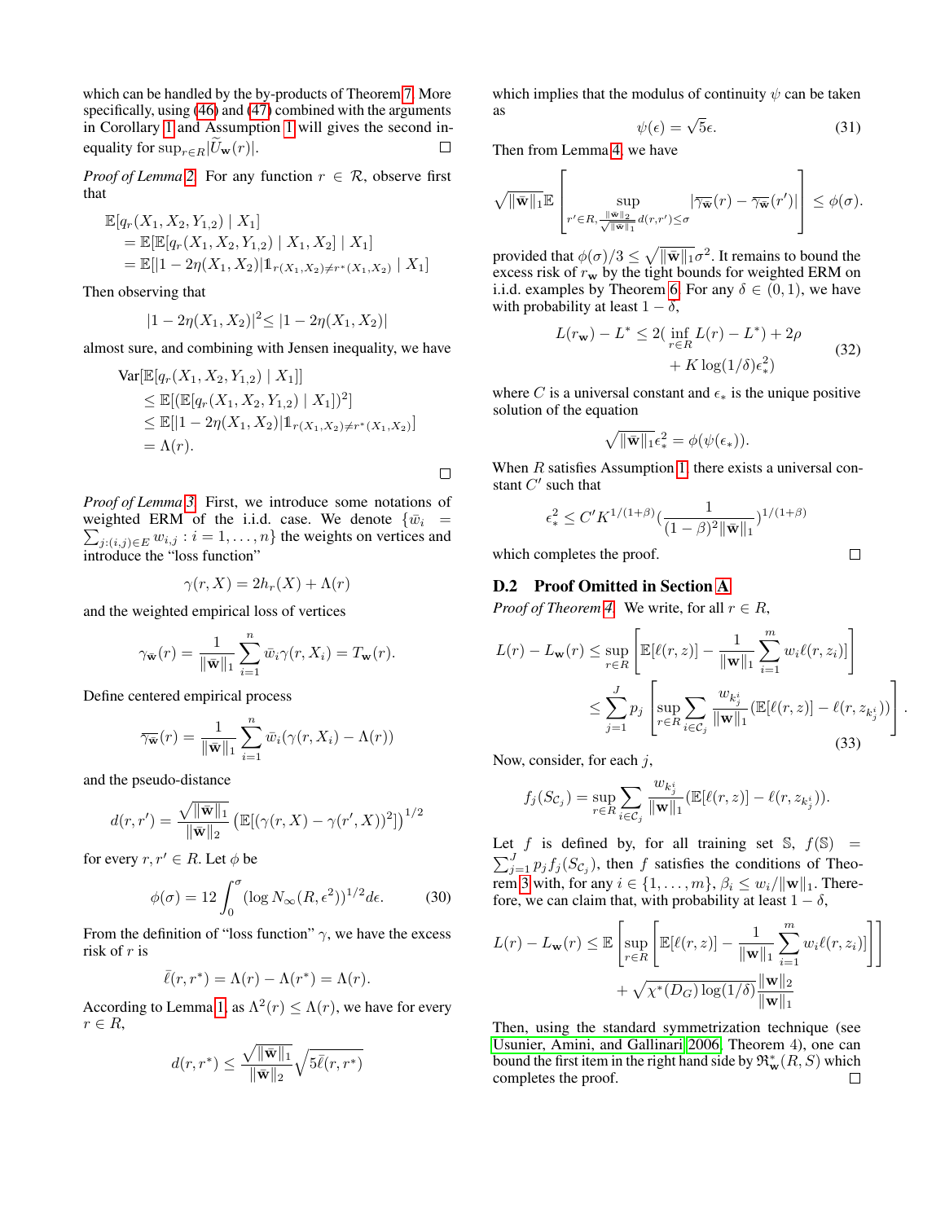which can be handled by the by-products of Theorem 7. More specifically, using (46) and (47) combined with the arguments in Corollary 1 and Assumption 1 will gives the second inequality for $\sup_{r\in R}|\widetilde{U}_{\mathbf{w}}(r)|$. ☐

*Proof of Lemma 2.* For any function $r \in \mathcal{R}$, observe first that

$$\begin{aligned}
&\mathbb{E}[q_r(X_1, X_2, Y_{1,2}) \mid X_1] \\
&= \mathbb{E}[\mathbb{E}[q_r(X_1, X_2, Y_{1,2}) \mid X_1, X_2] \mid X_1] \\
&= \mathbb{E}[|1 - 2\eta(X_1, X_2)|\mathbb{1}_{r(X_1,X_2)\neq r^*(X_1,X_2)} \mid X_1]
\end{aligned}$$

Then observing that

$$|1 - 2\eta(X_1, X_2)|^2 \leq |1 - 2\eta(X_1, X_2)|$$

almost sure, and combining with Jensen inequality, we have

$$\begin{aligned}
&\mathrm{Var}[\mathbb{E}[q_r(X_1, X_2, Y_{1,2}) \mid X_1]] \\
&\leq \mathbb{E}[(\mathbb{E}[q_r(X_1, X_2, Y_{1,2}) \mid X_1])^2] \\
&\leq \mathbb{E}[|1 - 2\eta(X_1, X_2)|\mathbb{1}_{r(X_1,X_2)\neq r^*(X_1,X_2)}] \\
&= \Lambda(r).
\end{aligned}$$

☐

*Proof of Lemma 3.* First, we introduce some notations of weighted ERM of the i.i.d. case. We denote $\{\bar{w}_i = \sum_{j:(i,j)\in E} w_{i,j} : i = 1, \ldots, n\}$ the weights on vertices and introduce the "loss function"

$$\gamma(r, X) = 2h_r(X) + \Lambda(r)$$

and the weighted empirical loss of vertices

$$\gamma_{\bar{\mathbf{w}}}(r) = \frac{1}{\|\bar{\mathbf{w}}\|_1}\sum_{i=1}^{n} \bar{w}_i \gamma(r, X_i) = T_{\mathbf{w}}(r).$$

Define centered empirical process

$$\overline{\gamma_{\bar{\mathbf{w}}}}(r) = \frac{1}{\|\bar{\mathbf{w}}\|_1}\sum_{i=1}^{n} \bar{w}_i(\gamma(r, X_i) - \Lambda(r))$$

and the pseudo-distance

$$d(r, r') = \frac{\sqrt{\|\bar{\mathbf{w}}\|_1}}{\|\bar{\mathbf{w}}\|_2}\left(\mathbb{E}[(\gamma(r, X) - \gamma(r', X))^2]\right)^{1/2}$$

for every $r, r' \in R$. Let $\phi$ be

$$\phi(\sigma) = 12\int_0^{\sigma} (\log N_\infty(R, \epsilon^2))^{1/2} d\epsilon. \tag{30}$$

From the definition of "loss function" $\gamma$, we have the excess risk of $r$ is

$$\bar{\ell}(r, r^*) = \Lambda(r) - \Lambda(r^*) = \Lambda(r).$$

According to Lemma 1, as $\Lambda^2(r) \leq \Lambda(r)$, we have for every $r \in R$,

$$d(r, r^*) \leq \frac{\sqrt{\|\bar{\mathbf{w}}\|_1}}{\|\bar{\mathbf{w}}\|_2}\sqrt{5\bar{\ell}(r, r^*)}$$

which implies that the modulus of continuity $\psi$ can be taken as

$$\psi(\epsilon) = \sqrt{5}\epsilon. \tag{31}$$

Then from Lemma 4, we have

$$\sqrt{\|\bar{\mathbf{w}}\|_1}\mathbb{E}\left[\sup_{r'\in R, \frac{\|\bar{\mathbf{w}}\|_2}{\sqrt{\|\bar{\mathbf{w}}\|_1}} d(r,r')\leq\sigma} |\overline{\gamma_{\bar{\mathbf{w}}}}(r) - \overline{\gamma_{\bar{\mathbf{w}}}}(r')|\right] \leq \phi(\sigma).$$

provided that $\phi(\sigma)/3 \leq \sqrt{\|\bar{\mathbf{w}}\|_1}\sigma^2$. It remains to bound the excess risk of $r_{\mathbf{w}}$ by the tight bounds for weighted ERM on i.i.d. examples by Theorem 6. For any $\delta \in (0, 1)$, we have with probability at least $1 - \delta$,

$$\begin{aligned}
L(r_{\mathbf{w}}) - L^* \leq\ & 2(\inf_{r\in R} L(r) - L^*) + 2\rho \\
& + K\log(1/\delta)\epsilon_*^2)
\end{aligned} \tag{32}$$

where $C$ is a universal constant and $\epsilon_*$ is the unique positive solution of the equation

$$\sqrt{\|\bar{\mathbf{w}}\|_1}\epsilon_*^2 = \phi(\psi(\epsilon_*)).$$

When $R$ satisfies Assumption 1, there exists a universal constant $C'$ such that

$$\epsilon_*^2 \leq C' K^{1/(1+\beta)}\left(\frac{1}{(1-\beta)^2\|\bar{\mathbf{w}}\|_1}\right)^{1/(1+\beta)}$$

which completes the proof. ☐

### D.2 Proof Omitted in Section A

*Proof of Theorem 4.* We write, for all $r \in R$,

$$\begin{aligned}
L(r) - L_{\mathbf{w}}(r) &\leq \sup_{r\in R}\left[\mathbb{E}[\ell(r, z)] - \frac{1}{\|\mathbf{w}\|_1}\sum_{i=1}^{m} w_i \ell(r, z_i)\right] \\
&\leq \sum_{j=1}^{J} p_j \left[\sup_{r\in R}\sum_{i\in\mathcal{C}_j}\frac{w_{k_j^i}}{\|\mathbf{w}\|_1}(\mathbb{E}[\ell(r, z)] - \ell(r, z_{k_j^i}))\right].
\end{aligned} \tag{33}$$

Now, consider, for each $j$,

$$f_j(S_{\mathcal{C}_j}) = \sup_{r\in R}\sum_{i\in\mathcal{C}_j}\frac{w_{k_j^i}}{\|\mathbf{w}\|_1}(\mathbb{E}[\ell(r, z)] - \ell(r, z_{k_j^i})).$$

Let $f$ is defined by, for all training set $\mathbb{S}$, $f(\mathbb{S}) = \sum_{j=1}^{J} p_j f_j(S_{\mathcal{C}_j})$, then $f$ satisfies the conditions of Theorem 3 with, for any $i \in \{1, \ldots, m\}$, $\beta_i \leq w_i/\|\mathbf{w}\|_1$. Therefore, we can claim that, with probability at least $1 - \delta$,

$$\begin{aligned}
L(r) - L_{\mathbf{w}}(r) \leq\ & \mathbb{E}\left[\sup_{r\in R}\left[\mathbb{E}[\ell(r, z)] - \frac{1}{\|\mathbf{w}\|_1}\sum_{i=1}^{m} w_i \ell(r, z_i)\right]\right] \\
& + \sqrt{\chi^*(D_G)\log(1/\delta)}\frac{\|\mathbf{w}\|_2}{\|\mathbf{w}\|_1}
\end{aligned}$$

Then, using the standard symmetrization technique (see Usunier, Amini, and Gallinari 2006, Theorem 4), one can bound the first item in the right hand side by $\mathfrak{R}_{\mathbf{w}}^*(R, S)$ which completes the proof. ☐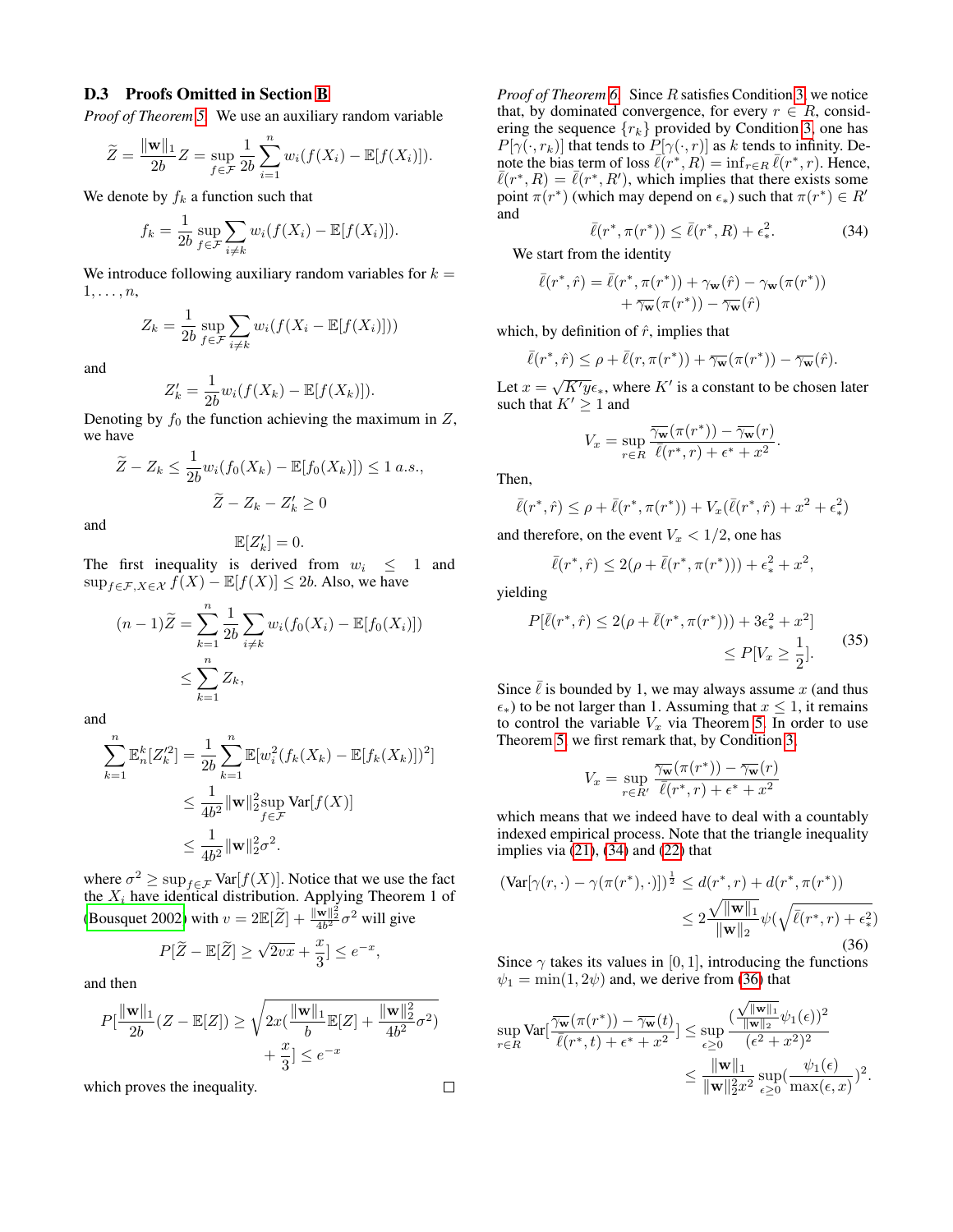### D.3 Proofs Omitted in Section B

*Proof of Theorem 5.* We use an auxiliary random variable

$$\widetilde{Z} = \frac{\|\mathbf{w}\|_1}{2b} Z = \sup_{f\in\mathcal{F}} \frac{1}{2b} \sum_{i=1}^{n} w_i(f(X_i) - \mathbb{E}[f(X_i)]).$$

We denote by $f_k$ a function such that

$$f_k = \frac{1}{2b} \sup_{f\in\mathcal{F}} \sum_{i\neq k} w_i(f(X_i) - \mathbb{E}[f(X_i)]).$$

We introduce following auxiliary random variables for $k = 1, \ldots, n$,

$$Z_k = \frac{1}{2b} \sup_{f\in\mathcal{F}} \sum_{i\neq k} w_i(f(X_i - \mathbb{E}[f(X_i)]))$$

and

$$Z'_k = \frac{1}{2b} w_i(f(X_k) - \mathbb{E}[f(X_k)]).$$

Denoting by $f_0$ the function achieving the maximum in $Z$, we have

$$\widetilde{Z} - Z_k \leq \frac{1}{2b} w_i(f_0(X_k) - \mathbb{E}[f_0(X_k)]) \leq 1 \; a.s.,$$

$$\widetilde{Z} - Z_k - Z'_k \geq 0$$

and

$$\mathbb{E}[Z'_k] = 0.$$

The first inequality is derived from $w_i \leq 1$ and $\sup_{f\in\mathcal{F}, X\in\mathcal{X}} f(X) - \mathbb{E}[f(X)] \leq 2b$. Also, we have

$$\begin{aligned}(n-1)\widetilde{Z} &= \sum_{k=1}^{n} \frac{1}{2b} \sum_{i\neq k} w_i(f_0(X_i) - \mathbb{E}[f_0(X_i)]) \\ &\leq \sum_{k=1}^{n} Z_k,\end{aligned}$$

and

$$\begin{aligned}\sum_{k=1}^{n} \mathbb{E}_n^k[Z_k'^2] &= \frac{1}{2b} \sum_{k=1}^{n} \mathbb{E}[w_i^2(f_k(X_k) - \mathbb{E}[f_k(X_k)])^2] \\ &\leq \frac{1}{4b^2} \|\mathbf{w}\|_2^2 \sup_{f\in\mathcal{F}} \mathrm{Var}[f(X)] \\ &\leq \frac{1}{4b^2} \|\mathbf{w}\|_2^2 \sigma^2.\end{aligned}$$

where $\sigma^2 \geq \sup_{f\in\mathcal{F}} \mathrm{Var}[f(X)]$. Notice that we use the fact the $X_i$ have identical distribution. Applying Theorem 1 of (Bousquet 2002) with $v = 2\mathbb{E}[\widetilde{Z}] + \frac{\|\mathbf{w}\|_2^2}{4b^2}\sigma^2$ will give

$$P[\widetilde{Z} - \mathbb{E}[\widetilde{Z}] \geq \sqrt{2vx} + \frac{x}{3}] \leq e^{-x},$$

and then

$$P[\frac{\|\mathbf{w}\|_1}{2b}(Z - \mathbb{E}[Z]) \geq \sqrt{2x(\frac{\|\mathbf{w}\|_1}{b}\mathbb{E}[Z] + \frac{\|\mathbf{w}\|_2^2}{4b^2}\sigma^2)} + \frac{x}{3}] \leq e^{-x}$$

which proves the inequality. □

*Proof of Theorem 6.* Since $R$ satisfies Condition 3, we notice that, by dominated convergence, for every $r \in R$, considering the sequence $\{r_k\}$ provided by Condition 3, one has $P[\gamma(\cdot, r_k)]$ that tends to $P[\gamma(\cdot, r)]$ as $k$ tends to infinity. Denote the bias term of loss $\bar{\ell}(r^*, R) = \inf_{r\in R} \bar{\ell}(r^*, r)$. Hence, $\bar{\ell}(r^*, R) = \bar{\ell}(r^*, R')$, which implies that there exists some point $\pi(r^*)$ (which may depend on $\epsilon_*$) such that $\pi(r^*) \in R'$ and

$$\bar{\ell}(r^*, \pi(r^*)) \leq \bar{\ell}(r^*, R) + \epsilon_*^2. \tag{34}$$

We start from the identity

$$\begin{aligned}\bar{\ell}(r^*, \hat{r}) = \bar{\ell}(r^*, \pi(r^*)) + \gamma_{\mathbf{w}}(\hat{r}) - \gamma_{\mathbf{w}}(\pi(r^*)) \\ + \overline{\gamma_{\mathbf{w}}}(\pi(r^*)) - \overline{\gamma_{\mathbf{w}}}(\hat{r})\end{aligned}$$

which, by definition of $\hat{r}$, implies that

$$\bar{\ell}(r^*, \hat{r}) \leq \rho + \bar{\ell}(r, \pi(r^*)) + \overline{\gamma_{\mathbf{w}}}(\pi(r^*)) - \overline{\gamma_{\mathbf{w}}}(\hat{r}).$$

Let $x = \sqrt{K'y}\epsilon_*$, where $K'$ is a constant to be chosen later such that $K' \geq 1$ and

$$V_x = \sup_{r\in R} \frac{\overline{\gamma_{\mathbf{w}}}(\pi(r^*)) - \overline{\gamma_{\mathbf{w}}}(r)}{\bar{\ell}(r^*, r) + \epsilon^* + x^2}.$$

Then,

$$\bar{\ell}(r^*, \hat{r}) \leq \rho + \bar{\ell}(r^*, \pi(r^*)) + V_x(\bar{\ell}(r^*, \hat{r}) + x^2 + \epsilon_*^2)$$

and therefore, on the event $V_x < 1/2$, one has

$$\bar{\ell}(r^*, \hat{r}) \leq 2(\rho + \bar{\ell}(r^*, \pi(r^*))) + \epsilon_*^2 + x^2,$$

yielding

$$\begin{aligned}P[\bar{\ell}(r^*, \hat{r}) \leq 2(\rho + \bar{\ell}(r^*, \pi(r^*))) + 3\epsilon_*^2 + x^2] \\ \leq P[V_x \geq \frac{1}{2}].\end{aligned} \tag{35}$$

Since $\bar{\ell}$ is bounded by 1, we may always assume $x$ (and thus $\epsilon_*$) to be not larger than 1. Assuming that $x \leq 1$, it remains to control the variable $V_x$ via Theorem 5. In order to use Theorem 5, we first remark that, by Condition 3,

$$V_x = \sup_{r\in R'} \frac{\overline{\gamma_{\mathbf{w}}}(\pi(r^*)) - \overline{\gamma_{\mathbf{w}}}(r)}{\bar{\ell}(r^*, r) + \epsilon^* + x^2}$$

which means that we indeed have to deal with a countably indexed empirical process. Note that the triangle inequality implies via (21), (34) and (22) that

$$\begin{aligned}(\mathrm{Var}[\gamma(r, \cdot) - \gamma(\pi(r^*), \cdot)])^{\frac{1}{2}} \leq d(r^*, r) + d(r^*, \pi(r^*)) \\ \leq 2\frac{\sqrt{\|\mathbf{w}\|_1}}{\|\mathbf{w}\|_2}\psi(\sqrt{\bar{\ell}(r^*, r) + \epsilon_*^2})\end{aligned} \tag{36}$$

Since $\gamma$ takes its values in $[0, 1]$, introducing the functions $\psi_1 = \min(1, 2\psi)$ and, we derive from (36) that

$$\begin{aligned}\sup_{r\in R} \mathrm{Var}[\frac{\overline{\gamma_{\mathbf{w}}}(\pi(r^*)) - \overline{\gamma_{\mathbf{w}}}(t)}{\bar{\ell}(r^*, t) + \epsilon^* + x^2}] &\leq \sup_{\epsilon\geq 0} \frac{(\frac{\sqrt{\|\mathbf{w}\|_1}}{\|\mathbf{w}\|_2}\psi_1(\epsilon))^2}{(\epsilon^2 + x^2)^2} \\ &\leq \frac{\|\mathbf{w}\|_1}{\|\mathbf{w}\|_2^2 x^2} \sup_{\epsilon\geq 0}(\frac{\psi_1(\epsilon)}{\max(\epsilon, x)})^2.\end{aligned}$$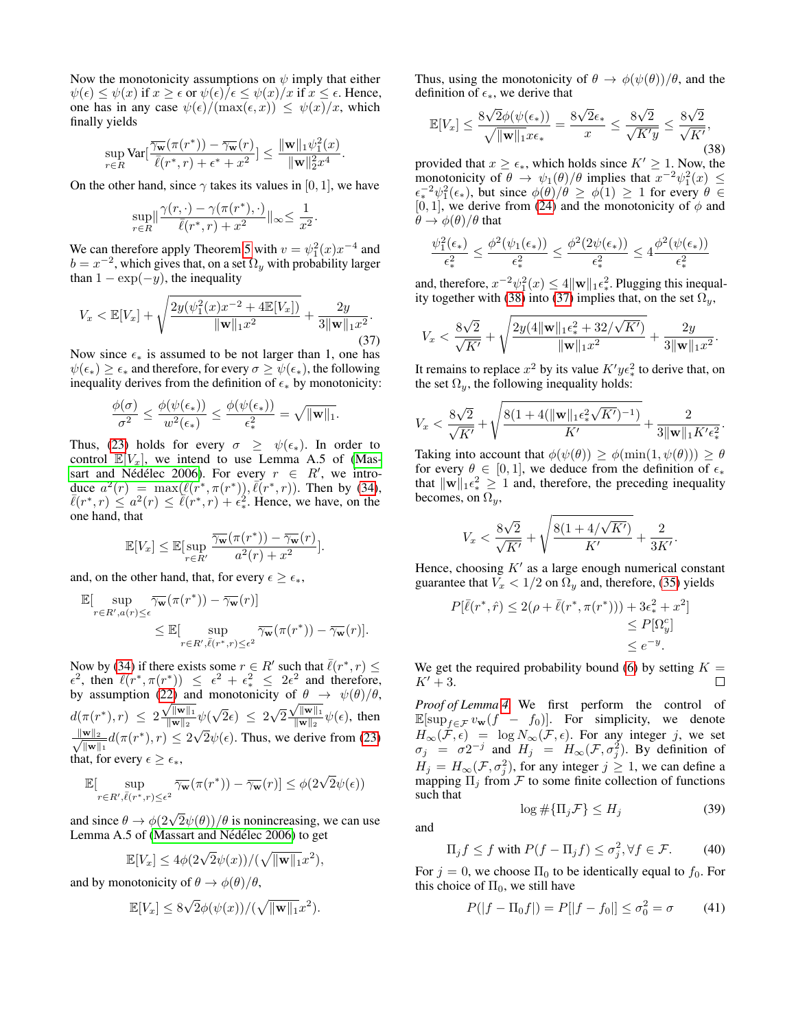Now the monotonicity assumptions on $\psi$ imply that either $\psi(\epsilon) \leq \psi(x)$ if $x \geq \epsilon$ or $\psi(\epsilon)/\epsilon \leq \psi(x)/x$ if $x \leq \epsilon$. Hence, one has in any case $\psi(\epsilon)/(\max(\epsilon, x)) \leq \psi(x)/x$, which finally yields

$$\sup_{r \in R} \mathrm{Var}\left[\frac{\overline{\gamma_{\mathbf{w}}}(\pi(r^*)) - \overline{\gamma_{\mathbf{w}}}(r)}{\bar{\ell}(r^*, r) + \epsilon^* + x^2}\right] \leq \frac{\|\mathbf{w}\|_1 \psi_1^2(x)}{\|\mathbf{w}\|_2^2 x^4}.$$

On the other hand, since $\gamma$ takes its values in $[0,1]$, we have

$$\sup_{r \in R} \left\| \frac{\gamma(r, \cdot) - \gamma(\pi(r^*), \cdot)}{\bar{\ell}(r^*, r) + x^2} \right\|_\infty \leq \frac{1}{x^2}.$$

We can therefore apply Theorem 5 with $v = \psi_1^2(x)x^{-4}$ and $b = x^{-2}$, which gives that, on a set $\Omega_y$ with probability larger than $1 - \exp(-y)$, the inequality

$$V_x < \mathbb{E}[V_x] + \sqrt{\frac{2y(\psi_1^2(x)x^{-2} + 4\mathbb{E}[V_x])}{\|\mathbf{w}\|_1 x^2}} + \frac{2y}{3\|\mathbf{w}\|_1 x^2}. \tag{37}$$

Now since $\epsilon_*$ is assumed to be not larger than 1, one has $\psi(\epsilon_*) \geq \epsilon_*$ and therefore, for every $\sigma \geq \psi(\epsilon_*)$, the following inequality derives from the definition of $\epsilon_*$ by monotonicity:

$$\frac{\phi(\sigma)}{\sigma^2} \leq \frac{\phi(\psi(\epsilon_*))}{w^2(\epsilon_*)} \leq \frac{\phi(\psi(\epsilon_*))}{\epsilon_*^2} = \sqrt{\|\mathbf{w}\|_1}.$$

Thus, (23) holds for every $\sigma \geq \psi(\epsilon_*)$. In order to control $\mathbb{E}[V_x]$, we intend to use Lemma A.5 of (Massart and Nédélec 2006). For every $r \in R'$, we introduce $a^2(r) = \max(\bar{\ell}(r^*, \pi(r^*)), \bar{\ell}(r^*, r))$. Then by (34), $\bar{\ell}(r^*, r) \leq a^2(r) \leq \bar{\ell}(r^*, r) + \epsilon_*^2$. Hence, we have, on the one hand, that

$$\mathbb{E}[V_x] \leq \mathbb{E}[\sup_{r \in R'} \frac{\overline{\gamma_{\mathbf{w}}}(\pi(r^*)) - \overline{\gamma_{\mathbf{w}}}(r)}{a^2(r) + x^2}].$$

and, on the other hand, that, for every $\epsilon \geq \epsilon_*$,

$$\begin{aligned}\mathbb{E}[\sup_{r \in R', a(r) \leq \epsilon} &\overline{\gamma_{\mathbf{w}}}(\pi(r^*)) - \overline{\gamma_{\mathbf{w}}}(r)] \\ &\leq \mathbb{E}[\sup_{r \in R', \bar{\ell}(r^*, r) \leq \epsilon^2} \overline{\gamma_{\mathbf{w}}}(\pi(r^*)) - \overline{\gamma_{\mathbf{w}}}(r)].\end{aligned}$$

Now by (34) if there exists some $r \in R'$ such that $\bar{\ell}(r^*, r) \leq \epsilon^2$, then $\bar{\ell}(r^*, \pi(r^*)) \leq \epsilon^2 + \epsilon_*^2 \leq 2\epsilon^2$ and therefore, by assumption (22) and monotonicity of $\theta \to \psi(\theta)/\theta$, $d(\pi(r^*), r) \leq 2\frac{\sqrt{\|\mathbf{w}\|_1}}{\|\mathbf{w}\|_2}\psi(\sqrt{2}\epsilon) \leq 2\sqrt{2}\frac{\sqrt{\|\mathbf{w}\|_1}}{\|\mathbf{w}\|_2}\psi(\epsilon)$, then $\frac{\|\mathbf{w}\|_2}{\sqrt{\|\mathbf{w}\|_1}} d(\pi(r^*), r) \leq 2\sqrt{2}\psi(\epsilon)$. Thus, we derive from (23) that, for every $\epsilon \geq \epsilon_*$,

$$\mathbb{E}[\sup_{r \in R', \bar{\ell}(r^*, r) \leq \epsilon^2} \overline{\gamma_{\mathbf{w}}}(\pi(r^*)) - \overline{\gamma_{\mathbf{w}}}(r)] \leq \phi(2\sqrt{2}\psi(\epsilon))$$

and since $\theta \to \phi(2\sqrt{2}\psi(\theta))/\theta$ is nonincreasing, we can use Lemma A.5 of (Massart and Nédélec 2006) to get

$$\mathbb{E}[V_x] \leq 4\phi(2\sqrt{2}\psi(x))/(\sqrt{\|\mathbf{w}\|_1}x^2),$$

and by monotonicity of $\theta \to \phi(\theta)/\theta$,

$$\mathbb{E}[V_x] \leq 8\sqrt{2}\phi(\psi(x))/(\sqrt{\|\mathbf{w}\|_1}x^2).$$

Thus, using the monotonicity of $\theta \to \phi(\psi(\theta))/\theta$, and the definition of $\epsilon_*$, we derive that

$$\mathbb{E}[V_x] \leq \frac{8\sqrt{2}\phi(\psi(\epsilon_*))}{\sqrt{\|\mathbf{w}\|_1}x\epsilon_*} = \frac{8\sqrt{2}\epsilon_*}{x} \leq \frac{8\sqrt{2}}{\sqrt{K'y}} \leq \frac{8\sqrt{2}}{\sqrt{K'}}, \tag{38}$$

provided that $x \geq \epsilon_*$, which holds since $K' \geq 1$. Now, the monotonicity of $\theta \to \psi_1(\theta)/\theta$ implies that $x^{-2}\psi_1^2(x) \leq \epsilon_*^{-2}\psi_1^2(\epsilon_*)$, but since $\phi(\theta)/\theta \geq \phi(1) \geq 1$ for every $\theta \in [0,1]$, we derive from (24) and the monotonicity of $\phi$ and $\theta \to \phi(\theta)/\theta$ that

$$\frac{\psi_1^2(\epsilon_*)}{\epsilon_*^2} \leq \frac{\phi^2(\psi_1(\epsilon_*))}{\epsilon_*^2} \leq \frac{\phi^2(2\psi(\epsilon_*))}{\epsilon_*^2} \leq 4\frac{\phi^2(\psi(\epsilon_*))}{\epsilon_*^2}$$

and, therefore, $x^{-2}\psi_1^2(x) \leq 4\|\mathbf{w}\|_1\epsilon_*^2$. Plugging this inequality together with (38) into (37) implies that, on the set $\Omega_y$,

$$V_x < \frac{8\sqrt{2}}{\sqrt{K'}} + \sqrt{\frac{2y(4\|\mathbf{w}\|_1\epsilon_*^2 + 32/\sqrt{K'})}{\|\mathbf{w}\|_1 x^2}} + \frac{2y}{3\|\mathbf{w}\|_1 x^2}.$$

It remains to replace $x^2$ by its value $K'y\epsilon_*^2$ to derive that, on the set $\Omega_y$, the following inequality holds:

$$V_x < \frac{8\sqrt{2}}{\sqrt{K'}} + \sqrt{\frac{8(1 + 4(\|\mathbf{w}\|_1\epsilon_*^2\sqrt{K'})^{-1})}{K'}} + \frac{2}{3\|\mathbf{w}\|_1 K'\epsilon_*^2}.$$

Taking into account that $\phi(\psi(\theta)) \geq \phi(\min(1, \psi(\theta))) \geq \theta$ for every $\theta \in [0,1]$, we deduce from the definition of $\epsilon_*$ that $\|\mathbf{w}\|_1\epsilon_*^2 \geq 1$ and, therefore, the preceding inequality becomes, on $\Omega_y$,

$$V_x < \frac{8\sqrt{2}}{\sqrt{K'}} + \sqrt{\frac{8(1 + 4/\sqrt{K'})}{K'}} + \frac{2}{3K'}.$$

Hence, choosing $K'$ as a large enough numerical constant guarantee that $V_x < 1/2$ on $\Omega_y$ and, therefore, (35) yields

$$\begin{aligned}P[\bar{\ell}(r^*, \hat{r}) \leq 2(\rho + \bar{\ell}(r^*, \pi(r^*))) + 3\epsilon_*^2 + x^2] \\ \leq P[\Omega_y^c] \\ \leq e^{-y}.\end{aligned}$$

We get the required probability bound (6) by setting $K = K' + 3$. □

*Proof of Lemma 4.* We first perform the control of $\mathbb{E}[\sup_{f \in \mathcal{F}} v_{\mathbf{w}}(f - f_0)]$. For simplicity, we denote $H_\infty(\mathcal{F}, \epsilon) = \log N_\infty(\mathcal{F}, \epsilon)$. For any integer $j$, we set $\sigma_j = \sigma 2^{-j}$ and $H_j = H_\infty(\mathcal{F}, \sigma_j^2)$. By definition of $H_j = H_\infty(\mathcal{F}, \sigma_j^2)$, for any integer $j \geq 1$, we can define a mapping $\Pi_j$ from $\mathcal{F}$ to some finite collection of functions such that

$$\log \#\{\Pi_j \mathcal{F}\} \leq H_j \tag{39}$$

and

$$\Pi_j f \leq f \text{ with } P(f - \Pi_j f) \leq \sigma_j^2, \forall f \in \mathcal{F}. \tag{40}$$

For $j = 0$, we choose $\Pi_0$ to be identically equal to $f_0$. For this choice of $\Pi_0$, we still have

$$P(|f - \Pi_0 f|) = P[|f - f_0|] \leq \sigma_0^2 = \sigma \tag{41}$$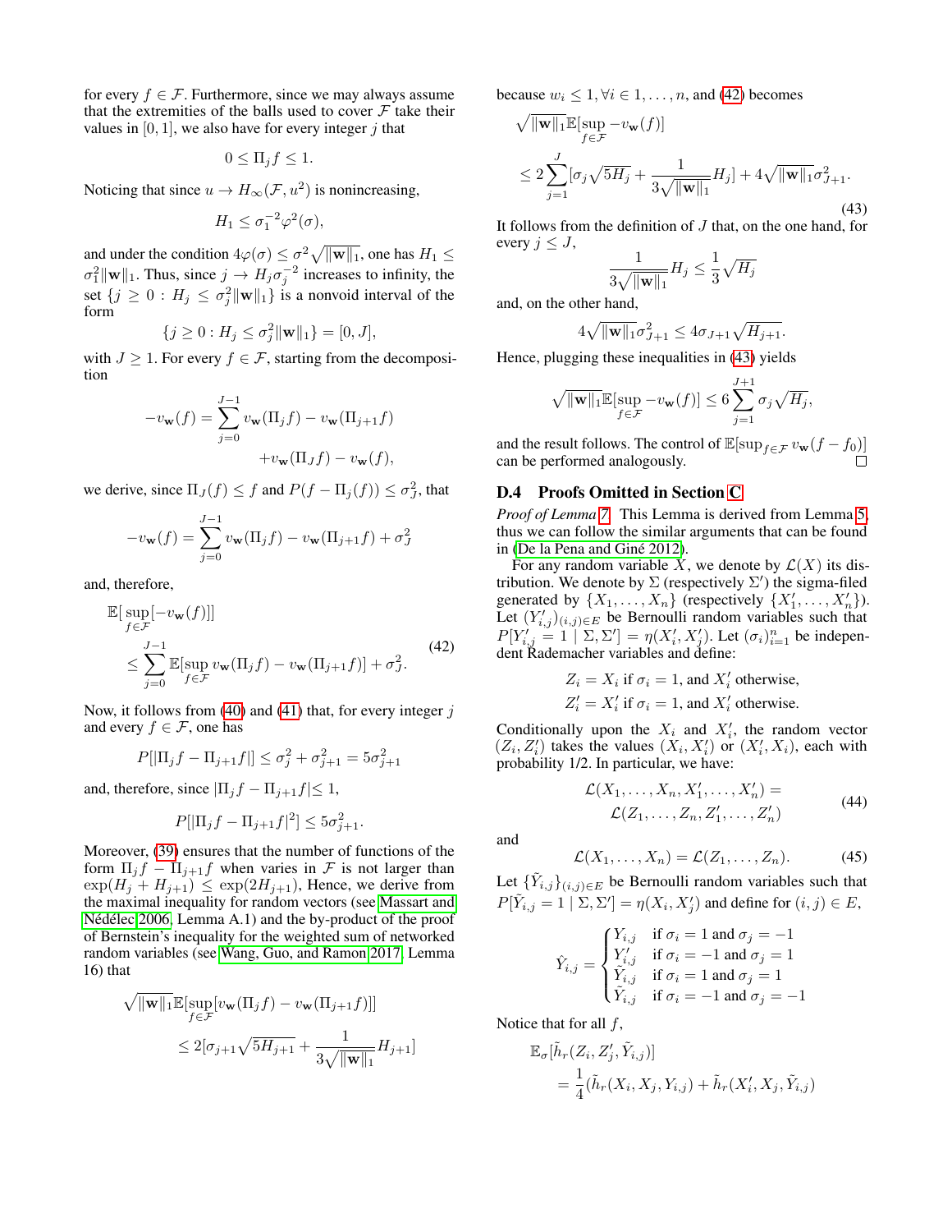for every $f \in \mathcal{F}$. Furthermore, since we may always assume that the extremities of the balls used to cover $\mathcal{F}$ take their values in $[0,1]$, we also have for every integer $j$ that

$$0 \leq \Pi_j f \leq 1.$$

Noticing that since $u \to H_\infty(\mathcal{F}, u^2)$ is nonincreasing,

$$H_1 \leq \sigma_1^{-2}\varphi^2(\sigma),$$

and under the condition $4\varphi(\sigma) \leq \sigma^2\sqrt{\|\mathbf{w}\|_1}$, one has $H_1 \leq \sigma_1^2\|\mathbf{w}\|_1$. Thus, since $j \to H_j\sigma_j^{-2}$ increases to infinity, the set $\{j \geq 0 : H_j \leq \sigma_j^2\|\mathbf{w}\|_1\}$ is a nonvoid interval of the form

$$\{j \geq 0 : H_j \leq \sigma_j^2\|\mathbf{w}\|_1\} = [0, J],$$

with $J \geq 1$. For every $f \in \mathcal{F}$, starting from the decomposition

$$-v_{\mathbf{w}}(f) = \sum_{j=0}^{J-1} v_{\mathbf{w}}(\Pi_j f) - v_{\mathbf{w}}(\Pi_{j+1} f) + v_{\mathbf{w}}(\Pi_J f) - v_{\mathbf{w}}(f),$$

we derive, since $\Pi_J(f) \leq f$ and $P(f - \Pi_j(f)) \leq \sigma_J^2$, that

$$-v_{\mathbf{w}}(f) = \sum_{j=0}^{J-1} v_{\mathbf{w}}(\Pi_j f) - v_{\mathbf{w}}(\Pi_{j+1} f) + \sigma_J^2$$

and, therefore,

$$\mathbb{E}[\sup_{f\in\mathcal{F}}[-v_{\mathbf{w}}(f)]] \leq \sum_{j=0}^{J-1} \mathbb{E}[\sup_{f\in\mathcal{F}} v_{\mathbf{w}}(\Pi_j f) - v_{\mathbf{w}}(\Pi_{j+1} f)] + \sigma_J^2. \tag{42}$$

Now, it follows from (40) and (41) that, for every integer $j$ and every $f \in \mathcal{F}$, one has

$$P[|\Pi_j f - \Pi_{j+1} f|] \leq \sigma_j^2 + \sigma_{j+1}^2 = 5\sigma_{j+1}^2$$

and, therefore, since $|\Pi_j f - \Pi_{j+1} f| \leq 1$,

$$P[|\Pi_j f - \Pi_{j+1} f|^2] \leq 5\sigma_{j+1}^2.$$

Moreover, (39) ensures that the number of functions of the form $\Pi_j f - \Pi_{j+1} f$ when varies in $\mathcal{F}$ is not larger than $\exp(H_j + H_{j+1}) \leq \exp(2H_{j+1})$, Hence, we derive from the maximal inequality for random vectors (see Massart and Nédélec 2006, Lemma A.1) and the by-product of the proof of Bernstein's inequality for the weighted sum of networked random variables (see Wang, Guo, and Ramon 2017, Lemma 16) that

$$\sqrt{\|\mathbf{w}\|_1}\mathbb{E}[\sup_{f\in\mathcal{F}}[v_{\mathbf{w}}(\Pi_j f) - v_{\mathbf{w}}(\Pi_{j+1} f)]] \leq 2[\sigma_{j+1}\sqrt{5H_{j+1}} + \frac{1}{3\sqrt{\|\mathbf{w}\|_1}}H_{j+1}]$$

because $w_i \leq 1, \forall i \in 1, \ldots, n$, and (42) becomes

$$\sqrt{\|\mathbf{w}\|_1}\mathbb{E}[\sup_{f\in\mathcal{F}} -v_{\mathbf{w}}(f)] \leq 2\sum_{j=1}^{J}[\sigma_j\sqrt{5H_j} + \frac{1}{3\sqrt{\|\mathbf{w}\|_1}}H_j] + 4\sqrt{\|\mathbf{w}\|_1}\sigma_{J+1}^2. \tag{43}$$

It follows from the definition of $J$ that, on the one hand, for every $j \leq J$,

$$\frac{1}{3\sqrt{\|\mathbf{w}\|_1}}H_j \leq \frac{1}{3}\sqrt{H_j}$$

and, on the other hand,

$$4\sqrt{\|\mathbf{w}\|_1}\sigma_{J+1}^2 \leq 4\sigma_{J+1}\sqrt{H_{J+1}}.$$

Hence, plugging these inequalities in (43) yields

$$\sqrt{\|\mathbf{w}\|_1}\mathbb{E}[\sup_{f\in\mathcal{F}} -v_{\mathbf{w}}(f)] \leq 6\sum_{j=1}^{J+1}\sigma_j\sqrt{H_j},$$

and the result follows. The control of $\mathbb{E}[\sup_{f\in\mathcal{F}} v_{\mathbf{w}}(f - f_0)]$ can be performed analogously. □

### D.4 Proofs Omitted in Section C

*Proof of Lemma 7.* This Lemma is derived from Lemma 5, thus we can follow the similar arguments that can be found in (De la Pena and Giné 2012).

For any random variable $X$, we denote by $\mathcal{L}(X)$ its distribution. We denote by $\Sigma$ (respectively $\Sigma'$) the sigma-filed generated by $\{X_1, \ldots, X_n\}$ (respectively $\{X_1', \ldots, X_n'\}$). Let $(Y'_{i,j})_{(i,j)\in E}$ be Bernoulli random variables such that $P[Y'_{i,j} = 1 \mid \Sigma, \Sigma'] = \eta(X_i', X_j')$. Let $(\sigma_i)_{i=1}^n$ be independent Rademacher variables and define:

$$Z_i = X_i \text{ if } \sigma_i = 1\text{, and } X_i' \text{ otherwise,}$$
$$Z_i' = X_i' \text{ if } \sigma_i = 1\text{, and } X_i' \text{ otherwise.}$$

Conditionally upon the $X_i$ and $X_i'$, the random vector $(Z_i, Z_i')$ takes the values $(X_i, X_i')$ or $(X_i', X_i)$, each with probability 1/2. In particular, we have:

$$\mathcal{L}(X_1, \ldots, X_n, X_1', \ldots, X_n') = \mathcal{L}(Z_1, \ldots, Z_n, Z_1', \ldots, Z_n') \tag{44}$$

and

$$\mathcal{L}(X_1, \ldots, X_n) = \mathcal{L}(Z_1, \ldots, Z_n). \tag{45}$$

Let $\{\tilde{Y}_{i,j}\}_{(i,j)\in E}$ be Bernoulli random variables such that $P[\tilde{Y}_{i,j} = 1 \mid \Sigma, \Sigma'] = \eta(X_i, X_j')$ and define for $(i,j) \in E$,

$$\hat{Y}_{i,j} = \begin{cases} Y_{i,j} & \text{if } \sigma_i = 1 \text{ and } \sigma_j = -1 \\ Y'_{i,j} & \text{if } \sigma_i = -1 \text{ and } \sigma_j = 1 \\ \tilde{Y}_{i,j} & \text{if } \sigma_i = 1 \text{ and } \sigma_j = 1 \\ \tilde{Y}_{i,j} & \text{if } \sigma_i = -1 \text{ and } \sigma_j = -1 \end{cases}$$

Notice that for all $f$,

$$\mathbb{E}_\sigma[\tilde{h}_r(Z_i, Z_j', \tilde{Y}_{i,j})] = \frac{1}{4}(\tilde{h}_r(X_i, X_j, Y_{i,j}) + \tilde{h}_r(X_i', X_j, \tilde{Y}_{i,j})$$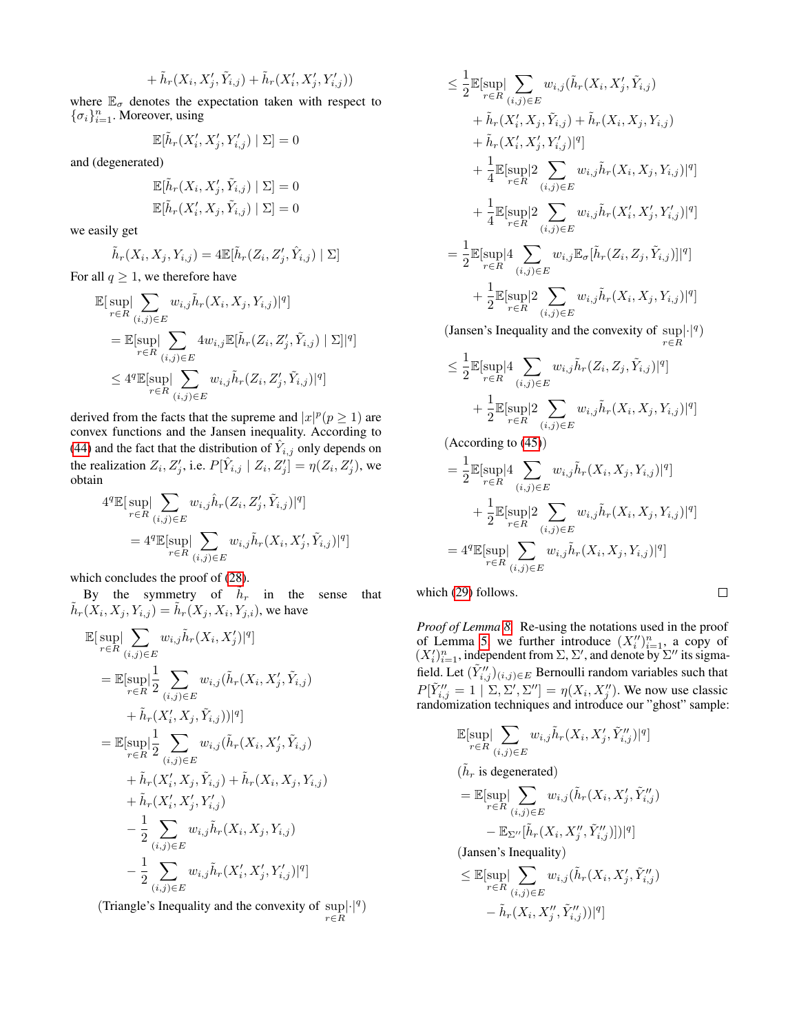$$+ \tilde{h}_r(X_i, X'_j, \tilde{Y}_{i,j}) + \tilde{h}_r(X'_i, X'_j, Y'_{i,j}))$$

where $\mathbb{E}_\sigma$ denotes the expectation taken with respect to $\{\sigma_i\}_{i=1}^n$. Moreover, using

$$\mathbb{E}[\tilde{h}_r(X'_i, X'_j, Y'_{i,j}) \mid \Sigma] = 0$$

and (degenerated)

$$\mathbb{E}[\tilde{h}_r(X_i, X'_j, \tilde{Y}_{i,j}) \mid \Sigma] = 0$$
$$\mathbb{E}[\tilde{h}_r(X'_i, X_j, \tilde{Y}_{i,j}) \mid \Sigma] = 0$$

we easily get

$$\tilde{h}_r(X_i, X_j, Y_{i,j}) = 4\mathbb{E}[\tilde{h}_r(Z_i, Z'_j, \hat{Y}_{i,j}) \mid \Sigma]$$

For all $q \geq 1$, we therefore have

$$\begin{aligned}
&\mathbb{E}[\sup_{r\in R}|\sum_{(i,j)\in E} w_{i,j}\tilde{h}_r(X_i, X_j, Y_{i,j})|^q] \\
&= \mathbb{E}[\sup_{r\in R}|\sum_{(i,j)\in E} 4w_{i,j}\mathbb{E}[\tilde{h}_r(Z_i, Z'_j, \tilde{Y}_{i,j}) \mid \Sigma]|^q] \\
&\leq 4^q\mathbb{E}[\sup_{r\in R}|\sum_{(i,j)\in E} w_{i,j}\tilde{h}_r(Z_i, Z'_j, \tilde{Y}_{i,j})|^q]
\end{aligned}$$

derived from the facts that the supreme and $|x|^p (p \geq 1)$ are convex functions and the Jansen inequality. According to (44) and the fact that the distribution of $\hat{Y}_{i,j}$ only depends on the realization $Z_i, Z'_j$, i.e. $P[\hat{Y}_{i,j} \mid Z_i, Z'_j] = \eta(Z_i, Z'_j)$, we obtain

$$\begin{aligned}
&4^q\mathbb{E}[\sup_{r\in R}|\sum_{(i,j)\in E} w_{i,j}\hat{h}_r(Z_i, Z'_j, \tilde{Y}_{i,j})|^q] \\
&= 4^q\mathbb{E}[\sup_{r\in R}|\sum_{(i,j)\in E} w_{i,j}\tilde{h}_r(X_i, X'_j, \tilde{Y}_{i,j})|^q]
\end{aligned}$$

which concludes the proof of (28).

By the symmetry of $h_r$ in the sense that $\tilde{h}_r(X_i, X_j, Y_{i,j}) = \tilde{h}_r(X_j, X_i, Y_{j,i})$, we have

$$\begin{aligned}
&\mathbb{E}[\sup_{r\in R}|\sum_{(i,j)\in E} w_{i,j}\tilde{h}_r(X_i, X'_j)|^q] \\
&= \mathbb{E}[\sup_{r\in R}|\frac{1}{2}\sum_{(i,j)\in E} w_{i,j}(\tilde{h}_r(X_i, X'_j, \tilde{Y}_{i,j}) \\
&\quad + \tilde{h}_r(X'_i, X_j, \tilde{Y}_{i,j}))|^q] \\
&= \mathbb{E}[\sup_{r\in R}|\frac{1}{2}\sum_{(i,j)\in E} w_{i,j}(\tilde{h}_r(X_i, X'_j, \tilde{Y}_{i,j}) \\
&\quad + \tilde{h}_r(X'_i, X_j, \tilde{Y}_{i,j}) + \tilde{h}_r(X_i, X_j, Y_{i,j}) \\
&\quad + \tilde{h}_r(X'_i, X'_j, Y'_{i,j}) \\
&\quad - \frac{1}{2}\sum_{(i,j)\in E} w_{i,j}\tilde{h}_r(X_i, X_j, Y_{i,j}) \\
&\quad - \frac{1}{2}\sum_{(i,j)\in E} w_{i,j}\tilde{h}_r(X'_i, X'_j, Y'_{i,j})|^q]
\end{aligned}$$

(Triangle's Inequality and the convexity of $\sup_{r\in R}|\cdot|^q$)

$$\begin{aligned}
&\leq \frac{1}{2}\mathbb{E}[\sup_{r\in R}|\sum_{(i,j)\in E} w_{i,j}(\tilde{h}_r(X_i, X'_j, \tilde{Y}_{i,j}) \\
&\quad + \tilde{h}_r(X'_i, X_j, \tilde{Y}_{i,j}) + \tilde{h}_r(X_i, X_j, Y_{i,j}) \\
&\quad + \tilde{h}_r(X'_i, X'_j, Y'_{i,j})|^q] \\
&\quad + \frac{1}{4}\mathbb{E}[\sup_{r\in R}|2\sum_{(i,j)\in E} w_{i,j}\tilde{h}_r(X_i, X_j, Y_{i,j})|^q] \\
&\quad + \frac{1}{4}\mathbb{E}[\sup_{r\in R}|2\sum_{(i,j)\in E} w_{i,j}\tilde{h}_r(X'_i, X'_j, Y'_{i,j})|^q] \\
&= \frac{1}{2}\mathbb{E}[\sup_{r\in R}|4\sum_{(i,j)\in E} w_{i,j}\mathbb{E}_\sigma[\tilde{h}_r(Z_i, Z_j, \tilde{Y}_{i,j})]|^q] \\
&\quad + \frac{1}{2}\mathbb{E}[\sup_{r\in R}|2\sum_{(i,j)\in E} w_{i,j}\tilde{h}_r(X_i, X_j, Y_{i,j})|^q]
\end{aligned}$$

(Jansen's Inequality and the convexity of $\sup_{r\in R}|\cdot|^q$)

$$\begin{aligned}
&\leq \frac{1}{2}\mathbb{E}[\sup_{r\in R}|4\sum_{(i,j)\in E} w_{i,j}\tilde{h}_r(Z_i, Z_j, \tilde{Y}_{i,j})|^q] \\
&\quad + \frac{1}{2}\mathbb{E}[\sup_{r\in R}|2\sum_{(i,j)\in E} w_{i,j}\tilde{h}_r(X_i, X_j, Y_{i,j})|^q]
\end{aligned}$$

(According to (45))

$$\begin{aligned}
&= \frac{1}{2}\mathbb{E}[\sup_{r\in R}|4\sum_{(i,j)\in E} w_{i,j}\tilde{h}_r(X_i, X_j, Y_{i,j})|^q] \\
&\quad + \frac{1}{2}\mathbb{E}[\sup_{r\in R}|2\sum_{(i,j)\in E} w_{i,j}\tilde{h}_r(X_i, X_j, Y_{i,j})|^q] \\
&= 4^q\mathbb{E}[\sup_{r\in R}|\sum_{(i,j)\in E} w_{i,j}\tilde{h}_r(X_i, X_j, Y_{i,j})|^q]
\end{aligned}$$

which (29) follows. □

*Proof of Lemma 8.* Re-using the notations used in the proof of Lemma 5, we further introduce $(X''_i)_{i=1}^n$, a copy of $(X'_i)_{i=1}^n$, independent from $\Sigma$, $\Sigma'$, and denote by $\Sigma''$ its sigma-field. Let $(\tilde{Y}''_{i,j})_{(i,j)\in E}$ Bernoulli random variables such that $P[\tilde{Y}''_{i,j} = 1 \mid \Sigma, \Sigma', \Sigma''] = \eta(X_i, X''_j)$. We now use classic randomization techniques and introduce our "ghost" sample:

$$\mathbb{E}[\sup_{r\in R}|\sum_{(i,j)\in E} w_{i,j}\tilde{h}_r(X_i, X'_j, \tilde{Y}''_{i,j})|^q]$$

($\tilde{h}_r$ is degenerated)

$$\begin{aligned}
&= \mathbb{E}[\sup_{r\in R}|\sum_{(i,j)\in E} w_{i,j}(\tilde{h}_r(X_i, X'_j, \tilde{Y}''_{i,j}) \\
&\quad - \mathbb{E}_{\Sigma''}[\tilde{h}_r(X_i, X''_j, \tilde{Y}''_{i,j})])|^q]
\end{aligned}$$

(Jansen's Inequality)

$$\begin{aligned}
&\leq \mathbb{E}[\sup_{r\in R}|\sum_{(i,j)\in E} w_{i,j}(\tilde{h}_r(X_i, X'_j, \tilde{Y}''_{i,j}) \\
&\quad - \tilde{h}_r(X_i, X''_j, \tilde{Y}''_{i,j}))|^q]
\end{aligned}$$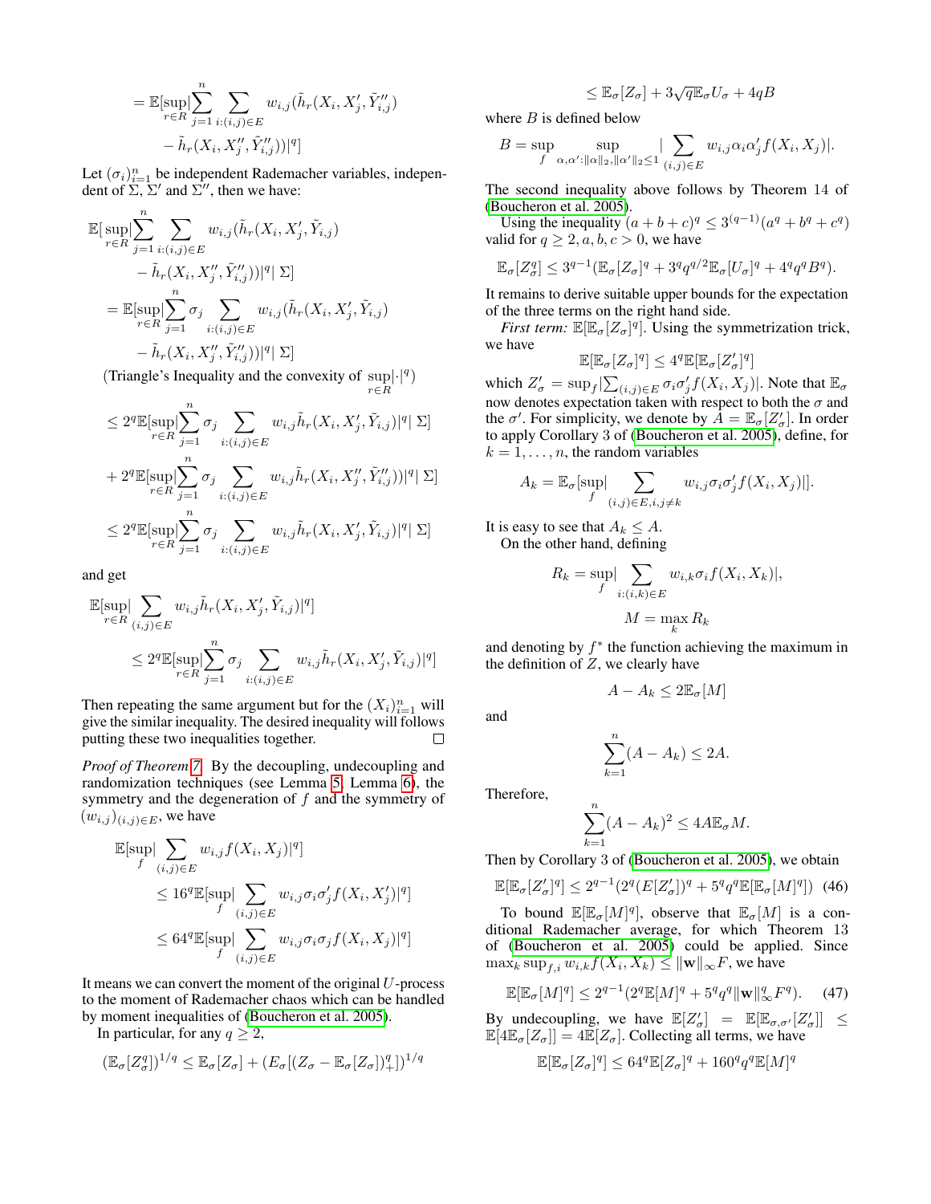$$
= \mathbb{E}[\sup_{r \in R} |\sum_{j=1}^{n} \sum_{i:(i,j)\in E} w_{i,j}(\tilde{h}_r(X_i, X'_j, \tilde{Y}''_{i,j}) - \tilde{h}_r(X_i, X''_j, \tilde{Y}''_{i,j}))|^q]
$$

Let $(\sigma_i)_{i=1}^n$ be independent Rademacher variables, independent of $\Sigma$, $\Sigma'$ and $\Sigma''$, then we have:

$$
\begin{aligned}
&\mathbb{E}[\sup_{r \in R} |\sum_{j=1}^{n} \sum_{i:(i,j)\in E} w_{i,j}(\tilde{h}_r(X_i, X'_j, \tilde{Y}_{i,j}) - \tilde{h}_r(X_i, X''_j, \tilde{Y}''_{i,j}))|^q | \, \Sigma] \\
&= \mathbb{E}[\sup_{r \in R} |\sum_{j=1}^{n} \sigma_j \sum_{i:(i,j)\in E} w_{i,j}(\tilde{h}_r(X_i, X'_j, \tilde{Y}_{i,j}) - \tilde{h}_r(X_i, X''_j, \tilde{Y}''_{i,j}))|^q | \, \Sigma]
\end{aligned}
$$

(Triangle's Inequality and the convexity of $\sup_{r \in R} |\cdot|^q$)

$$
\begin{aligned}
&\leq 2^q \mathbb{E}[\sup_{r \in R} |\sum_{j=1}^{n} \sigma_j \sum_{i:(i,j)\in E} w_{i,j}\tilde{h}_r(X_i, X'_j, \tilde{Y}_{i,j})|^q | \, \Sigma] \\
&+ 2^q \mathbb{E}[\sup_{r \in R} |\sum_{j=1}^{n} \sigma_j \sum_{i:(i,j)\in E} w_{i,j}\tilde{h}_r(X_i, X''_j, \tilde{Y}''_{i,j})|^q | \, \Sigma] \\
&\leq 2^q \mathbb{E}[\sup_{r \in R} |\sum_{j=1}^{n} \sigma_j \sum_{i:(i,j)\in E} w_{i,j}\tilde{h}_r(X_i, X'_j, \tilde{Y}_{i,j})|^q | \, \Sigma]
\end{aligned}
$$

and get

$$
\begin{aligned}
&\mathbb{E}[\sup_{r \in R} |\sum_{(i,j)\in E} w_{i,j}\tilde{h}_r(X_i, X'_j, \tilde{Y}_{i,j})|^q] \\
&\leq 2^q \mathbb{E}[\sup_{r \in R} |\sum_{j=1}^{n} \sigma_j \sum_{i:(i,j)\in E} w_{i,j}\tilde{h}_r(X_i, X'_j, \tilde{Y}_{i,j})|^q]
\end{aligned}
$$

Then repeating the same argument but for the $(X_i)_{i=1}^n$ will give the similar inequality. The desired inequality will follows putting these two inequalities together. □

*Proof of Theorem 7.* By the decoupling, undecoupling and randomization techniques (see Lemma 5, Lemma 6), the symmetry and the degeneration of $f$ and the symmetry of $(w_{i,j})_{(i,j)\in E}$, we have

$$
\begin{aligned}
&\mathbb{E}[\sup_f |\sum_{(i,j)\in E} w_{i,j} f(X_i, X_j)|^q] \\
&\leq 16^q \mathbb{E}[\sup_f |\sum_{(i,j)\in E} w_{i,j}\sigma_i\sigma'_j f(X_i, X'_j)|^q] \\
&\leq 64^q \mathbb{E}[\sup_f |\sum_{(i,j)\in E} w_{i,j}\sigma_i\sigma_j f(X_i, X_j)|^q]
\end{aligned}
$$

It means we can convert the moment of the original $U$-process to the moment of Rademacher chaos which can be handled by moment inequalities of (Boucheron et al. 2005).

In particular, for any $q \geq 2$,

$$
\begin{aligned}
(\mathbb{E}_\sigma[Z_\sigma^q])^{1/q} &\leq \mathbb{E}_\sigma[Z_\sigma] + (E_\sigma[(Z_\sigma - \mathbb{E}_\sigma[Z_\sigma])_+^q])^{1/q} \\
&\leq \mathbb{E}_\sigma[Z_\sigma] + 3\sqrt{q}\mathbb{E}_\sigma U_\sigma + 4qB
\end{aligned}
$$

where $B$ is defined below

$$
B = \sup_f \sup_{\alpha,\alpha':\|\alpha\|_2,\|\alpha'\|_2 \leq 1} |\sum_{(i,j)\in E} w_{i,j}\alpha_i\alpha'_j f(X_i, X_j)|.
$$

The second inequality above follows by Theorem 14 of (Boucheron et al. 2005).

Using the inequality $(a+b+c)^q \leq 3^{(q-1)}(a^q + b^q + c^q)$ valid for $q \geq 2, a, b, c > 0$, we have

$$
\mathbb{E}_\sigma[Z_\sigma^q] \leq 3^{q-1}(\mathbb{E}_\sigma[Z_\sigma]^q + 3^q q^{q/2}\mathbb{E}_\sigma[U_\sigma]^q + 4^q q^q B^q).
$$

It remains to derive suitable upper bounds for the expectation of the three terms on the right hand side.

*First term:* $\mathbb{E}[\mathbb{E}_\sigma[Z_\sigma]^q]$. Using the symmetrization trick, we have

$$
\mathbb{E}[\mathbb{E}_\sigma[Z_\sigma]^q] \leq 4^q \mathbb{E}[\mathbb{E}_\sigma[Z'_\sigma]^q]
$$

which $Z'_\sigma = \sup_f |\sum_{(i,j)\in E} \sigma_i\sigma'_j f(X_i, X_j)|$. Note that $\mathbb{E}_\sigma$ now denotes expectation taken with respect to both the $\sigma$ and the $\sigma'$. For simplicity, we denote by $A = \mathbb{E}_\sigma[Z'_\sigma]$. In order to apply Corollary 3 of (Boucheron et al. 2005), define, for $k = 1, \ldots, n$, the random variables

$$
A_k = \mathbb{E}_\sigma[\sup_f |\sum_{(i,j)\in E, i,j\neq k} w_{i,j}\sigma_i\sigma'_j f(X_i, X_j)|].
$$

It is easy to see that $A_k \leq A$.

On the other hand, defining

$$
R_k = \sup_f |\sum_{i:(i,k)\in E} w_{i,k}\sigma_i f(X_i, X_k)|,
$$

$$
M = \max_k R_k
$$

and denoting by $f^*$ the function achieving the maximum in the definition of $Z$, we clearly have

$$
A - A_k \leq 2\mathbb{E}_\sigma[M]
$$

and

$$
\sum_{k=1}^{n}(A - A_k) \leq 2A.
$$

Therefore,

$$
\sum_{k=1}^{n}(A - A_k)^2 \leq 4A\mathbb{E}_\sigma M.
$$

Then by Corollary 3 of (Boucheron et al. 2005), we obtain

$$
\mathbb{E}[\mathbb{E}_\sigma[Z'_\sigma]^q] \leq 2^{q-1}(2^q(E[Z'_\sigma])^q + 5^q q^q \mathbb{E}[\mathbb{E}_\sigma[M]^q]) \quad (46)
$$

To bound $\mathbb{E}[\mathbb{E}_\sigma[M]^q]$, observe that $\mathbb{E}_\sigma[M]$ is a conditional Rademacher average, for which Theorem 13 of (Boucheron et al. 2005) could be applied. Since $\max_k \sup_{f,i} w_{i,k} f(X_i, X_k) \leq \|\mathbf{w}\|_\infty F$, we have

$$
\mathbb{E}[\mathbb{E}_\sigma[M]^q] \leq 2^{q-1}(2^q\mathbb{E}[M]^q + 5^q q^q \|\mathbf{w}\|_\infty^q F^q). \quad (47)
$$

By undecoupling, we have $\mathbb{E}[Z'_\sigma] = \mathbb{E}[\mathbb{E}_{\sigma,\sigma'}[Z'_\sigma]] \leq \mathbb{E}[4\mathbb{E}_\sigma[Z_\sigma]] = 4\mathbb{E}[Z_\sigma]$. Collecting all terms, we have

$$
\mathbb{E}[\mathbb{E}_\sigma[Z_\sigma]^q] \leq 64^q \mathbb{E}[Z_\sigma]^q + 160^q q^q \mathbb{E}[M]^q
$$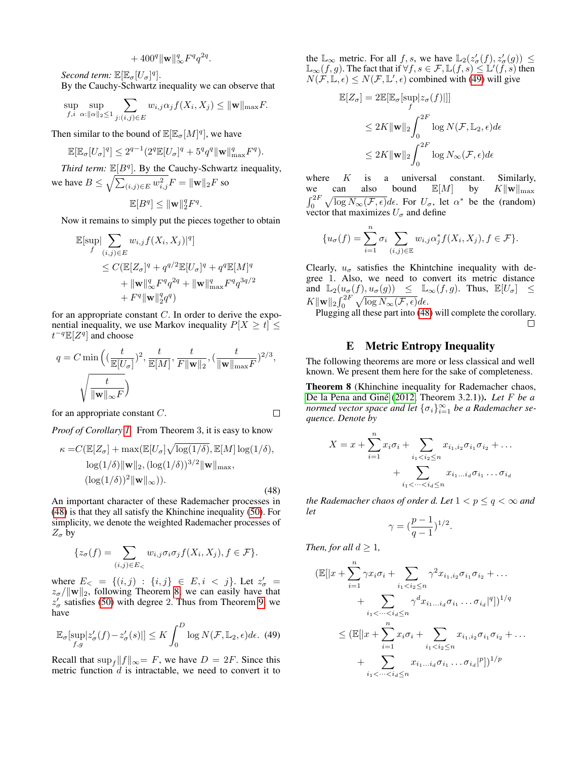$$+ 400^q \|\mathbf{w}\|_\infty^q F^q q^{2q}.$$

*Second term:* $\mathbb{E}[\mathbb{E}_\sigma[U_\sigma]^q]$.

By the Cauchy-Schwartz inequality we can observe that

$$\sup_{f,i} \sup_{\alpha:\|\alpha\|_2 \le 1} \sum_{j:(i,j)\in E} w_{i,j}\alpha_j f(X_i, X_j) \le \|\mathbf{w}\|_{\max} F.$$

Then similar to the bound of $\mathbb{E}[\mathbb{E}_\sigma[M]^q]$, we have

$$\mathbb{E}[\mathbb{E}_\sigma[U_\sigma]^q] \le 2^{q-1}(2^q \mathbb{E}[U_\sigma]^q + 5^q q^q \|\mathbf{w}\|_{\max}^q F^q).$$

*Third term:* $\mathbb{E}[B^q]$. By the Cauchy-Schwartz inequality, we have $B \le \sqrt{\sum_{(i,j)\in E} w_{i,j}^2} F = \|\mathbf{w}\|_2 F$ so

$$\mathbb{E}[B^q] \le \|\mathbf{w}\|_2^q F^q.$$

Now it remains to simply put the pieces together to obtain

$$\begin{aligned}
\mathbb{E}[\sup_f | \sum_{(i,j)\in E} w_{i,j} f(X_i, X_j)|^q] \\
\le C(\mathbb{E}[Z_\sigma]^q + q^{q/2}\mathbb{E}[U_\sigma]^q + q^q \mathbb{E}[M]^q \\
+ \|\mathbf{w}\|_\infty^q F^q q^{2q} + \|\mathbf{w}\|_{\max}^q F^q q^{3q/2} \\
+ F^q \|\mathbf{w}\|_2^q q^q)
\end{aligned}$$

for an appropriate constant $C$. In order to derive the exponential inequality, we use Markov inequality $P[X \ge t] \le t^{-q}\mathbb{E}[Z^q]$ and choose

$$q = C \min\Big( (\frac{t}{\mathbb{E}[U_\sigma]})^2, \frac{t}{\mathbb{E}[M]}, \frac{t}{F\|\mathbf{w}\|_2}, (\frac{t}{\|\mathbf{w}\|_{\max} F})^{2/3}, \sqrt{\frac{t}{\|\mathbf{w}\|_\infty F}} \Big)$$

for an appropriate constant $C$. □

*Proof of Corollary 1.* From Theorem 3, it is easy to know

$$\begin{aligned}
\kappa = & C(\mathbb{E}[Z_\sigma] + \max(\mathbb{E}[U_\sigma]\sqrt{\log(1/\delta)}, \mathbb{E}[M]\log(1/\delta), \\
& \log(1/\delta)\|\mathbf{w}\|_2, (\log(1/\delta))^{3/2}\|\mathbf{w}\|_{\max}, \\
& (\log(1/\delta))^2 \|\mathbf{w}\|_\infty)).
\end{aligned} \tag{48}$$

An important character of these Rademacher processes in (48) is that they all satisfy the Khintchine inequality (50). For simplicity, we denote the weighted Rademacher processes of $Z_\sigma$ by

$$\{z_\sigma(f) = \sum_{(i,j)\in E_<} w_{i,j}\sigma_i\sigma_j f(X_i, X_j), f \in \mathcal{F}\}.$$

where $E_< = \{(i,j) : \{i,j\} \in E, i < j\}$. Let $z'_\sigma = z_\sigma / \|\mathbf{w}\|_2$, following Theorem 8, we can easily have that $z'_\sigma$ satisfies (50) with degree 2. Thus from Theorem 9, we have

$$\mathbb{E}_\sigma[\sup_{f,g} |z'_\sigma(f) - z'_\sigma(s)|] \le K \int_0^D \log N(\mathcal{F}, \mathbb{L}_2, \epsilon) d\epsilon. \tag{49}$$

Recall that $\sup_f \|f\|_\infty = F$, we have $D = 2F$. Since this metric function $d$ is intractable, we need to convert it to the $\mathbb{L}_\infty$ metric. For all $f, s$, we have $\mathbb{L}_2(z'_\sigma(f), z'_\sigma(g)) \le \mathbb{L}_\infty(f, g)$. The fact that if $\forall f, s \in \mathcal{F}, \mathbb{L}(f, s) \le \mathbb{L}'(f, s)$ then $N(\mathcal{F}, \mathbb{L}, \epsilon) \le N(\mathcal{F}, \mathbb{L}', \epsilon)$ combined with (49) will give

$$\begin{aligned}
\mathbb{E}[Z_\sigma] &= 2\mathbb{E}[\mathbb{E}_\sigma[\sup_f |z_\sigma(f)|]] \\
&\le 2K\|\mathbf{w}\|_2 \int_0^{2F} \log N(\mathcal{F}, \mathbb{L}_2, \epsilon) d\epsilon \\
&\le 2K\|\mathbf{w}\|_2 \int_0^{2F} \log N_\infty(\mathcal{F}, \epsilon) d\epsilon
\end{aligned}$$

where $K$ is a universal constant. Similarly, we can also bound $\mathbb{E}[M]$ by $K\|\mathbf{w}\|_{\max} \int_0^{2F} \sqrt{\log N_\infty(\mathcal{F}, \epsilon)} d\epsilon$. For $U_\sigma$, let $\alpha^*$ be the (random) vector that maximizes $U_\sigma$ and define

$$\{u_\sigma(f) = \sum_{i=1}^n \sigma_i \sum_{(i,j)\in \mathbb{E}} w_{i,j}\alpha_j^* f(X_i, X_j), f \in \mathcal{F}\}.$$

Clearly, $u_\sigma$ satisfies the Khintchine inequality with degree 1. Also, we need to convert its metric distance and $\mathbb{L}_2(u_\sigma(f), u_\sigma(g)) \le \mathbb{L}_\infty(f, g)$. Thus, $\mathbb{E}[U_\sigma] \le K\|\mathbf{w}\|_2 \int_0^{2F} \sqrt{\log N_\infty(\mathcal{F}, \epsilon)} d\epsilon$.

Plugging all these part into (48) will complete the corollary. □

## E Metric Entropy Inequality

The following theorems are more or less classical and well known. We present them here for the sake of completeness.

**Theorem 8** (Khinchine inequality for Rademacher chaos, De la Pena and Giné (2012, Theorem 3.2.1))**.** *Let $F$ be a normed vector space and let $\{\sigma_i\}_{i=1}^\infty$ be a Rademacher sequence. Denote by*

$$X = x + \sum_{i=1}^n x_i\sigma_i + \sum_{i_1 < i_2 \le n} x_{i_1,i_2}\sigma_{i_1}\sigma_{i_2} + \dots + \sum_{i_1 < \dots < i_d \le n} x_{i_1\dots i_d}\sigma_{i_1}\dots\sigma_{i_d}$$

*the Rademacher chaos of order $d$. Let $1 < p \le q < \infty$ and let*

$$\gamma = (\frac{p-1}{q-1})^{1/2}.$$

*Then, for all $d \ge 1$,*

$$\begin{aligned}
(\mathbb{E}[|x + \sum_{i=1}^n \gamma x_i\sigma_i + \sum_{i_1 < i_2 \le n} \gamma^2 x_{i_1,i_2}\sigma_{i_1}\sigma_{i_2} + \dots \\
+ \sum_{i_1 < \dots < i_d \le n} \gamma^d x_{i_1\dots i_d}\sigma_{i_1}\dots\sigma_{i_d}|^q])^{1/q} \\
\le (\mathbb{E}[|x + \sum_{i=1}^n x_i\sigma_i + \sum_{i_1 < i_2 \le n} x_{i_1,i_2}\sigma_{i_1}\sigma_{i_2} + \dots \\
+ \sum_{i_1 < \dots < i_d \le n} x_{i_1\dots i_d}\sigma_{i_1}\dots\sigma_{i_d}|^p])^{1/p}
\end{aligned}$$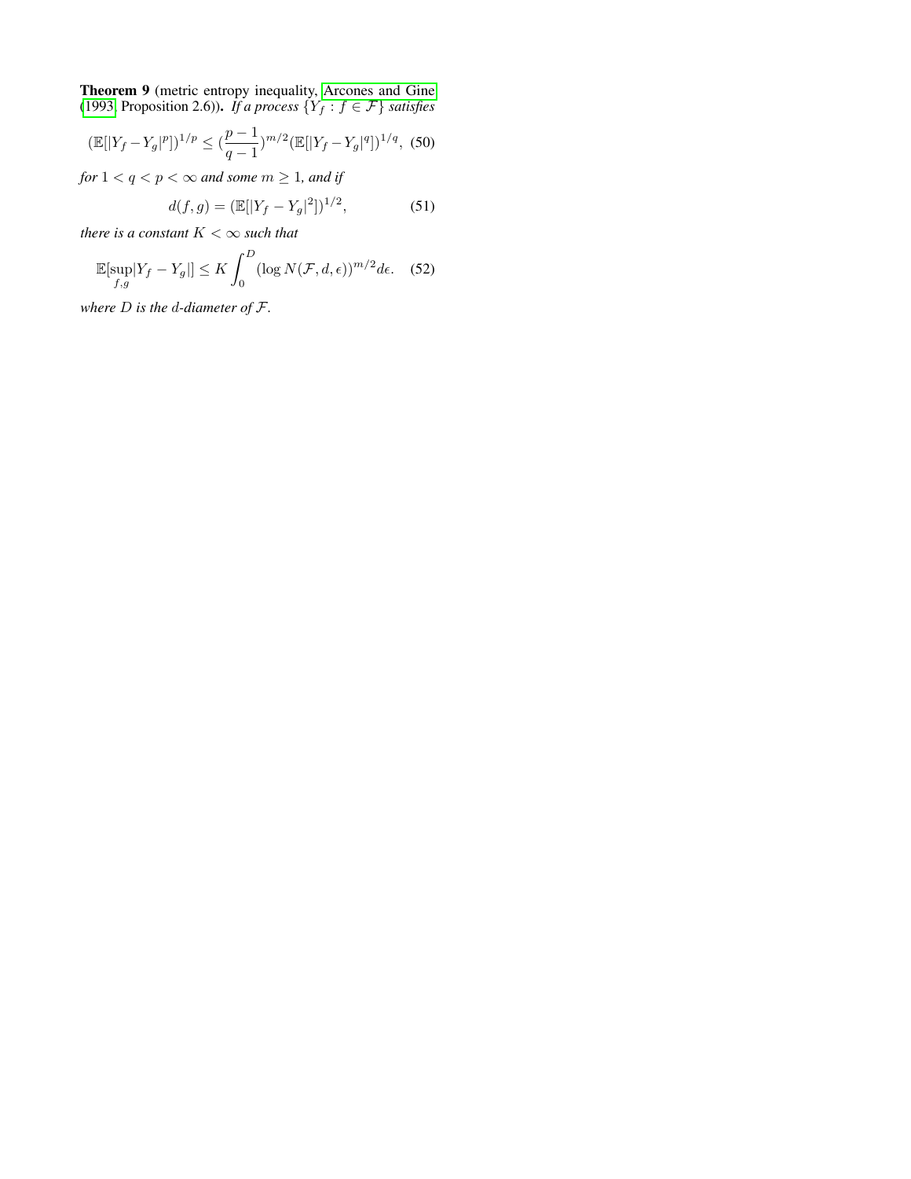**Theorem 9** (metric entropy inequality, Arcones and Gine (1993, Proposition 2.6)). *If a process $\{Y_f : f \in \mathcal{F}\}$ satisfies*

$$(\mathbb{E}[|Y_f - Y_g|^p])^{1/p} \leq (\frac{p-1}{q-1})^{m/2}(\mathbb{E}[|Y_f - Y_g|^q])^{1/q}, \quad (50)$$

*for $1 < q < p < \infty$ and some $m \geq 1$, and if*

$$d(f, g) = (\mathbb{E}[|Y_f - Y_g|^2])^{1/2}, \quad (51)$$

*there is a constant $K < \infty$ such that*

$$\mathbb{E}[\sup_{f,g}|Y_f - Y_g|] \leq K \int_0^D (\log N(\mathcal{F}, d, \epsilon))^{m/2} d\epsilon. \quad (52)$$

*where $D$ is the $d$-diameter of $\mathcal{F}$.*